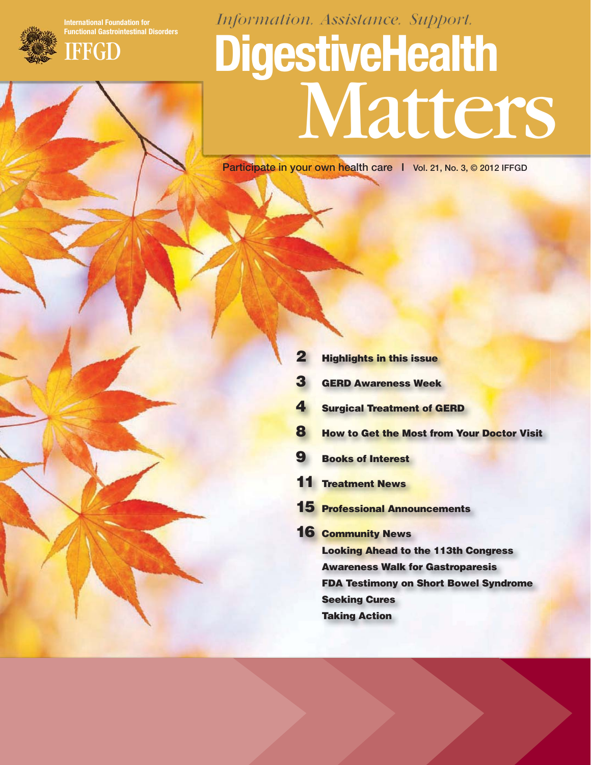International Foundation for Functional Gastrointestinal Disorders

IFFGD

*Information. Assistance. Support.*

# DigestiveHealth Matters

Participate in your own health care | Vol. 21, No. 3, © 2012 IFFGD

**2** Highlights in this issue

**3** GERD Awareness Week

**4** Surgical Treatment of GERD

**8** How to Get the Most from Your Doctor Visit

**9** Books of Interest

**11** Treatment News

**15** Professional Announcements

**16** Community News

- Looking Ahead to the 113th Congress
- Awareness Walk for Gastroparesis
- FDA Testimony on Short Bowel Syndrome
- Seeking Cures
- Taking Action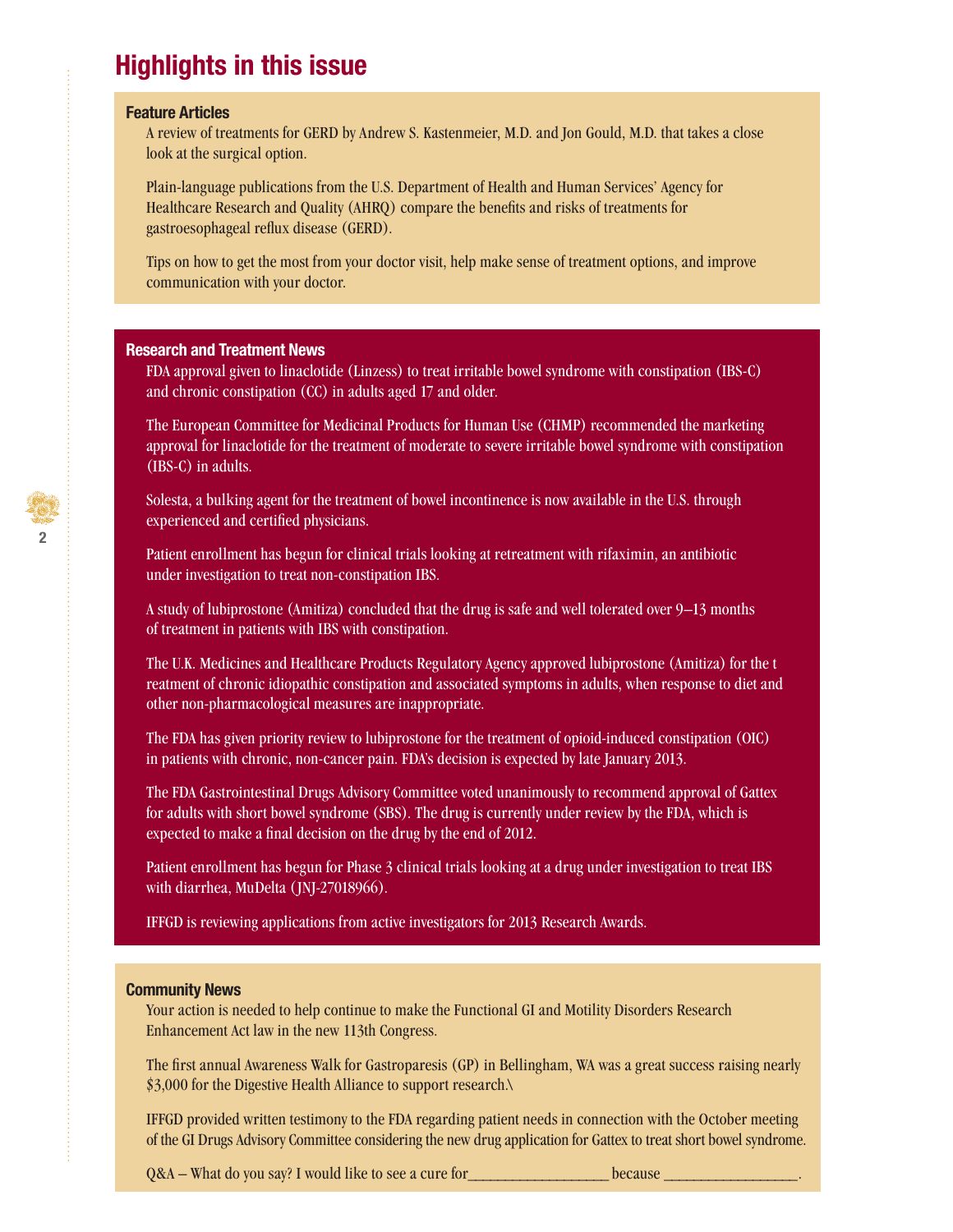# Highlights in this issue

### Feature Articles

A review of treatments for GERD by Andrew S. Kastenmeier, M.D. and Jon Gould, M.D. that takes a close look at the surgical option.

Plain-language publications from the U.S. Department of Health and Human Services' Agency for Healthcare Research and Quality (AHRQ) compare the benefits and risks of treatments for gastroesophageal reflux disease (GERD).

Tips on how to get the most from your doctor visit, help make sense of treatment options, and improve communication with your doctor.

### Research and Treatment News

FDA approval given to linaclotide (Linzess) to treat irritable bowel syndrome with constipation (IBS-C) and chronic constipation (CC) in adults aged 17 and older.

The European Committee for Medicinal Products for Human Use (CHMP) recommended the marketing approval for linaclotide for the treatment of moderate to severe irritable bowel syndrome with constipation (IBS-C) in adults.

Solesta, a bulking agent for the treatment of bowel incontinence is now available in the U.S. through experienced and certified physicians.

Patient enrollment has begun for clinical trials looking at retreatment with rifaximin, an antibiotic under investigation to treat non-constipation IBS.

A study of lubiprostone (Amitiza) concluded that the drug is safe and well tolerated over 9–13 months of treatment in patients with IBS with constipation.

The U.K. Medicines and Healthcare Products Regulatory Agency approved lubiprostone (Amitiza) for the t reatment of chronic idiopathic constipation and associated symptoms in adults, when response to diet and other non-pharmacological measures are inappropriate.

The FDA has given priority review to lubiprostone for the treatment of opioid-induced constipation (OIC) in patients with chronic, non-cancer pain. FDA's decision is expected by late January 2013.

The FDA Gastrointestinal Drugs Advisory Committee voted unanimously to recommend approval of Gattex for adults with short bowel syndrome (SBS). The drug is currently under review by the FDA, which is expected to make a final decision on the drug by the end of 2012.

Patient enrollment has begun for Phase 3 clinical trials looking at a drug under investigation to treat IBS with diarrhea, MuDelta (JNJ-27018966).

IFFGD is reviewing applications from active investigators for 2013 Research Awards.

### Community News

Your action is needed to help continue to make the Functional GI and Motility Disorders Research Enhancement Act law in the new 113th Congress.

The first annual Awareness Walk for Gastroparesis (GP) in Bellingham, WA was a great success raising nearly $3,000 for the Digestive Health Alliance to support research.\

IFFGD provided written testimony to the FDA regarding patient needs in connection with the October meeting of the GI Drugs Advisory Committee considering the new drug application for Gattex to treat short bowel syndrome.

Q&A – What do you say? I would like to see a cure for__________________ because _________________.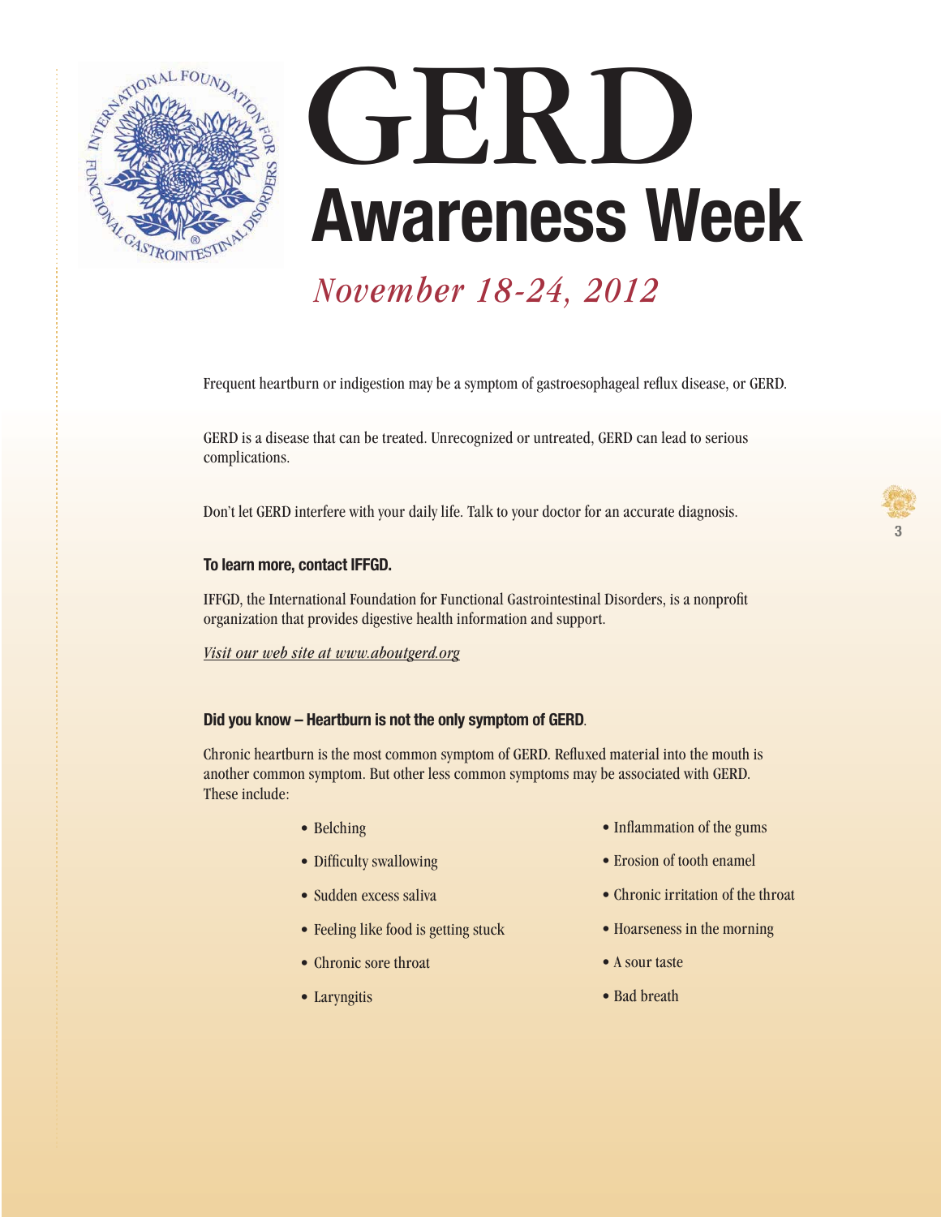# GERD
# Awareness Week

*November 18-24, 2012*

Frequent heartburn or indigestion may be a symptom of gastroesophageal reflux disease, or GERD.

GERD is a disease that can be treated. Unrecognized or untreated, GERD can lead to serious complications.

Don't let GERD interfere with your daily life. Talk to your doctor for an accurate diagnosis.

**To learn more, contact IFFGD.**

IFFGD, the International Foundation for Functional Gastrointestinal Disorders, is a nonprofit organization that provides digestive health information and support.

*Visit our web site at www.aboutgerd.org*

**Did you know – Heartburn is not the only symptom of GERD**.

Chronic heartburn is the most common symptom of GERD. Refluxed material into the mouth is another common symptom. But other less common symptoms may be associated with GERD. These include:

- Belching
- Difficulty swallowing
- Sudden excess saliva
- Feeling like food is getting stuck
- Chronic sore throat
- Laryngitis
- Inflammation of the gums
- Erosion of tooth enamel
- Chronic irritation of the throat
- Hoarseness in the morning
- A sour taste
- Bad breath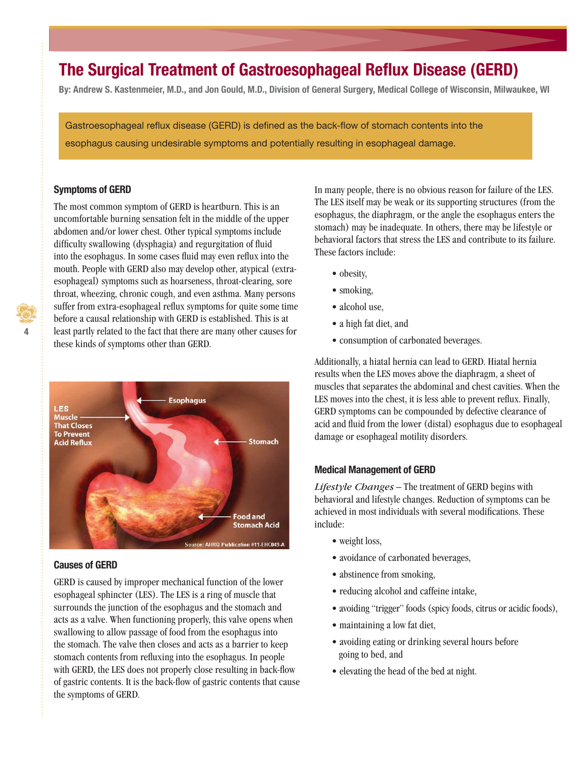# The Surgical Treatment of Gastroesophageal Reflux Disease (GERD)

**By: Andrew S. Kastenmeier, M.D., and Jon Gould, M.D., Division of General Surgery, Medical College of Wisconsin, Milwaukee, WI**

Gastroesophageal reflux disease (GERD) is defined as the back-flow of stomach contents into the esophagus causing undesirable symptoms and potentially resulting in esophageal damage.

### Symptoms of GERD

The most common symptom of GERD is heartburn. This is an uncomfortable burning sensation felt in the middle of the upper abdomen and/or lower chest. Other typical symptoms include difficulty swallowing (dysphagia) and regurgitation of fluid into the esophagus. In some cases fluid may even reflux into the mouth. People with GERD also may develop other, atypical (extra-esophageal) symptoms such as hoarseness, throat-clearing, sore throat, wheezing, chronic cough, and even asthma. Many persons suffer from extra-esophageal reflux symptoms for quite some time before a causal relationship with GERD is established. This is at least partly related to the fact that there are many other causes for these kinds of symptoms other than GERD.

LES Muscle That Closes To Prevent Acid Reflux

Esophagus

Stomach

Food and Stomach Acid

Source: AHRQ Publication #11-EHC049-A

### Causes of GERD

GERD is caused by improper mechanical function of the lower esophageal sphincter (LES). The LES is a ring of muscle that surrounds the junction of the esophagus and the stomach and acts as a valve. When functioning properly, this valve opens when swallowing to allow passage of food from the esophagus into the stomach. The valve then closes and acts as a barrier to keep stomach contents from refluxing into the esophagus. In people with GERD, the LES does not properly close resulting in back-flow of gastric contents. It is the back-flow of gastric contents that cause the symptoms of GERD.

In many people, there is no obvious reason for failure of the LES. The LES itself may be weak or its supporting structures (from the esophagus, the diaphragm, or the angle the esophagus enters the stomach) may be inadequate. In others, there may be lifestyle or behavioral factors that stress the LES and contribute to its failure. These factors include:

- obesity,
- smoking,
- alcohol use,
- a high fat diet, and
- consumption of carbonated beverages.

Additionally, a hiatal hernia can lead to GERD. Hiatal hernia results when the LES moves above the diaphragm, a sheet of muscles that separates the abdominal and chest cavities. When the LES moves into the chest, it is less able to prevent reflux. Finally, GERD symptoms can be compounded by defective clearance of acid and fluid from the lower (distal) esophagus due to esophageal damage or esophageal motility disorders.

### Medical Management of GERD

*Lifestyle Changes* – The treatment of GERD begins with behavioral and lifestyle changes. Reduction of symptoms can be achieved in most individuals with several modifications. These include:

- weight loss,
- avoidance of carbonated beverages,
- abstinence from smoking,
- reducing alcohol and caffeine intake,
- avoiding "trigger" foods (spicy foods, citrus or acidic foods),
- maintaining a low fat diet,
- avoiding eating or drinking several hours before going to bed, and
- elevating the head of the bed at night.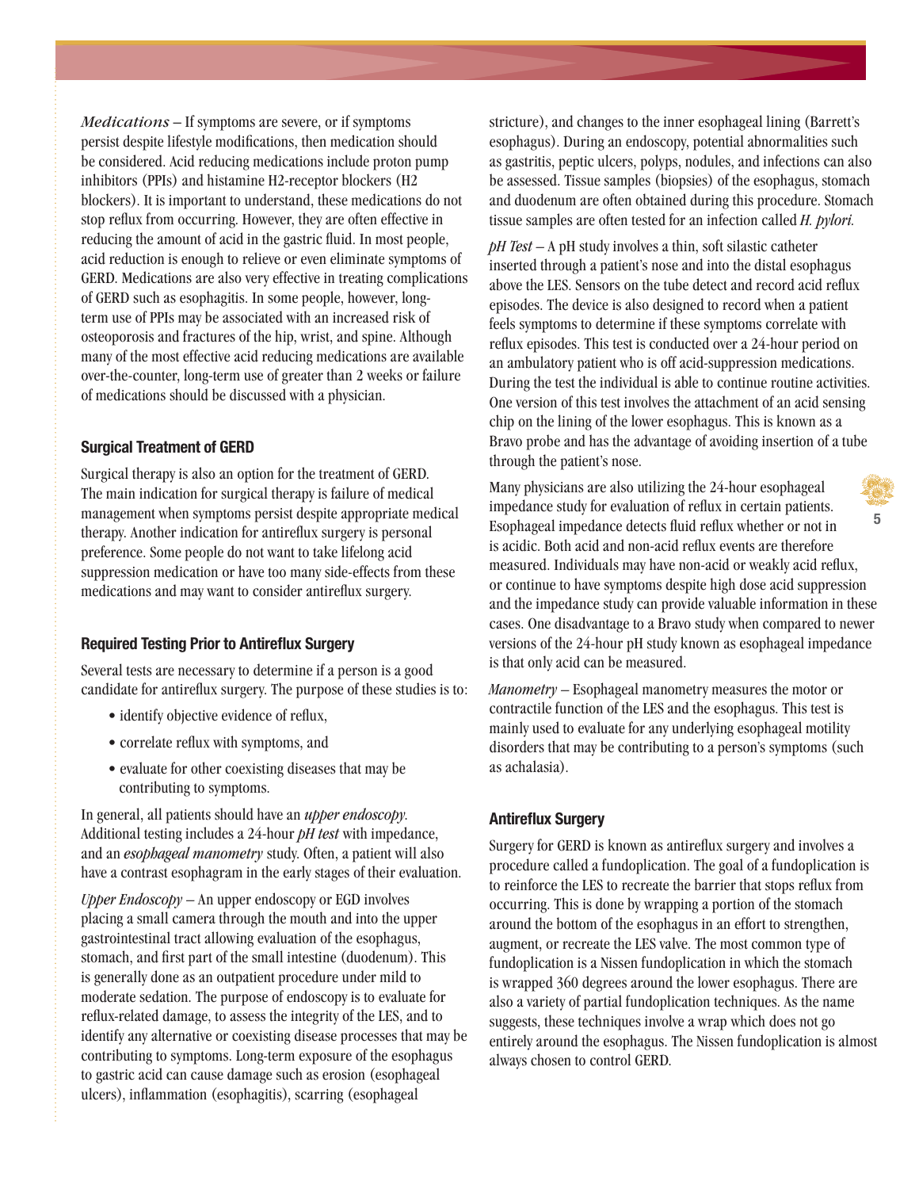*Medications* – If symptoms are severe, or if symptoms persist despite lifestyle modifications, then medication should be considered. Acid reducing medications include proton pump inhibitors (PPIs) and histamine H2-receptor blockers (H2 blockers). It is important to understand, these medications do not stop reflux from occurring. However, they are often effective in reducing the amount of acid in the gastric fluid. In most people, acid reduction is enough to relieve or even eliminate symptoms of GERD. Medications are also very effective in treating complications of GERD such as esophagitis. In some people, however, long-term use of PPIs may be associated with an increased risk of osteoporosis and fractures of the hip, wrist, and spine. Although many of the most effective acid reducing medications are available over-the-counter, long-term use of greater than 2 weeks or failure of medications should be discussed with a physician.

### Surgical Treatment of GERD

Surgical therapy is also an option for the treatment of GERD. The main indication for surgical therapy is failure of medical management when symptoms persist despite appropriate medical therapy. Another indication for antireflux surgery is personal preference. Some people do not want to take lifelong acid suppression medication or have too many side-effects from these medications and may want to consider antireflux surgery.

### Required Testing Prior to Antireflux Surgery

Several tests are necessary to determine if a person is a good candidate for antireflux surgery. The purpose of these studies is to:

- identify objective evidence of reflux,
- correlate reflux with symptoms, and
- evaluate for other coexisting diseases that may be contributing to symptoms.

In general, all patients should have an *upper endoscopy*. Additional testing includes a 24-hour *pH test* with impedance, and an *esophageal manometry* study. Often, a patient will also have a contrast esophagram in the early stages of their evaluation.

*Upper Endoscopy* – An upper endoscopy or EGD involves placing a small camera through the mouth and into the upper gastrointestinal tract allowing evaluation of the esophagus, stomach, and first part of the small intestine (duodenum). This is generally done as an outpatient procedure under mild to moderate sedation. The purpose of endoscopy is to evaluate for reflux-related damage, to assess the integrity of the LES, and to identify any alternative or coexisting disease processes that may be contributing to symptoms. Long-term exposure of the esophagus to gastric acid can cause damage such as erosion (esophageal ulcers), inflammation (esophagitis), scarring (esophageal stricture), and changes to the inner esophageal lining (Barrett's esophagus). During an endoscopy, potential abnormalities such as gastritis, peptic ulcers, polyps, nodules, and infections can also be assessed. Tissue samples (biopsies) of the esophagus, stomach and duodenum are often obtained during this procedure. Stomach tissue samples are often tested for an infection called *H. pylori*.

*pH Test* – A pH study involves a thin, soft silastic catheter inserted through a patient's nose and into the distal esophagus above the LES. Sensors on the tube detect and record acid reflux episodes. The device is also designed to record when a patient feels symptoms to determine if these symptoms correlate with reflux episodes. This test is conducted over a 24-hour period on an ambulatory patient who is off acid-suppression medications. During the test the individual is able to continue routine activities. One version of this test involves the attachment of an acid sensing chip on the lining of the lower esophagus. This is known as a Bravo probe and has the advantage of avoiding insertion of a tube through the patient's nose.

Many physicians are also utilizing the 24-hour esophageal impedance study for evaluation of reflux in certain patients. Esophageal impedance detects fluid reflux whether or not in is acidic. Both acid and non-acid reflux events are therefore measured. Individuals may have non-acid or weakly acid reflux, or continue to have symptoms despite high dose acid suppression and the impedance study can provide valuable information in these cases. One disadvantage to a Bravo study when compared to newer versions of the 24-hour pH study known as esophageal impedance is that only acid can be measured.

*Manometry* – Esophageal manometry measures the motor or contractile function of the LES and the esophagus. This test is mainly used to evaluate for any underlying esophageal motility disorders that may be contributing to a person's symptoms (such as achalasia).

### Antireflux Surgery

Surgery for GERD is known as antireflux surgery and involves a procedure called a fundoplication. The goal of a fundoplication is to reinforce the LES to recreate the barrier that stops reflux from occurring. This is done by wrapping a portion of the stomach around the bottom of the esophagus in an effort to strengthen, augment, or recreate the LES valve. The most common type of fundoplication is a Nissen fundoplication in which the stomach is wrapped 360 degrees around the lower esophagus. There are also a variety of partial fundoplication techniques. As the name suggests, these techniques involve a wrap which does not go entirely around the esophagus. The Nissen fundoplication is almost always chosen to control GERD.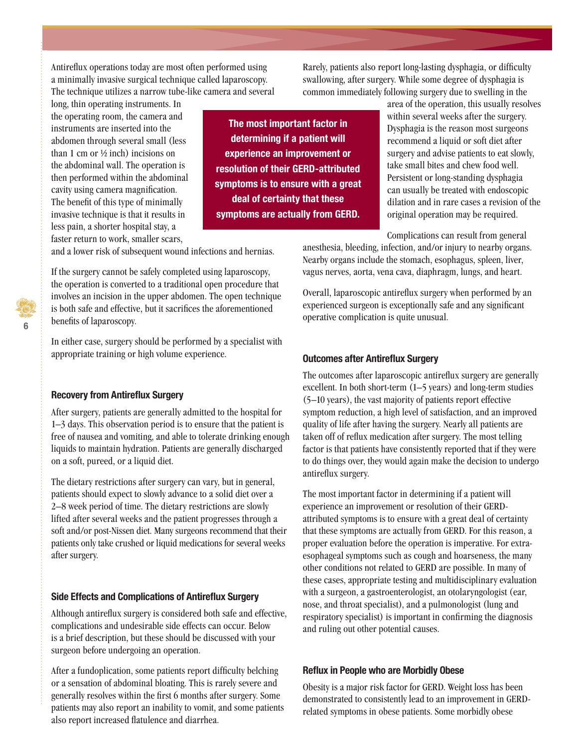Antireflux operations today are most often performed using a minimally invasive surgical technique called laparoscopy. The technique utilizes a narrow tube-like camera and several long, thin operating instruments. In the operating room, the camera and instruments are inserted into the abdomen through several small (less than 1 cm or ½ inch) incisions on the abdominal wall. The operation is then performed within the abdominal cavity using camera magnification. The benefit of this type of minimally invasive technique is that it results in less pain, a shorter hospital stay, a faster return to work, smaller scars, and a lower risk of subsequent wound infections and hernias.

**The most important factor in determining if a patient will experience an improvement or resolution of their GERD-attributed symptoms is to ensure with a great deal of certainty that these symptoms are actually from GERD.**

If the surgery cannot be safely completed using laparoscopy, the operation is converted to a traditional open procedure that involves an incision in the upper abdomen. The open technique is both safe and effective, but it sacrifices the aforementioned benefits of laparoscopy.

In either case, surgery should be performed by a specialist with appropriate training or high volume experience.

### Recovery from Antireflux Surgery

After surgery, patients are generally admitted to the hospital for 1–3 days. This observation period is to ensure that the patient is free of nausea and vomiting, and able to tolerate drinking enough liquids to maintain hydration. Patients are generally discharged on a soft, pureed, or a liquid diet.

The dietary restrictions after surgery can vary, but in general, patients should expect to slowly advance to a solid diet over a 2–8 week period of time. The dietary restrictions are slowly lifted after several weeks and the patient progresses through a soft and/or post-Nissen diet. Many surgeons recommend that their patients only take crushed or liquid medications for several weeks after surgery.

### Side Effects and Complications of Antireflux Surgery

Although antireflux surgery is considered both safe and effective, complications and undesirable side effects can occur. Below is a brief description, but these should be discussed with your surgeon before undergoing an operation.

After a fundoplication, some patients report difficulty belching or a sensation of abdominal bloating. This is rarely severe and generally resolves within the first 6 months after surgery. Some patients may also report an inability to vomit, and some patients also report increased flatulence and diarrhea.

Rarely, patients also report long-lasting dysphagia, or difficulty swallowing, after surgery. While some degree of dysphagia is common immediately following surgery due to swelling in the area of the operation, this usually resolves within several weeks after the surgery. Dysphagia is the reason most surgeons recommend a liquid or soft diet after surgery and advise patients to eat slowly, take small bites and chew food well. Persistent or long-standing dysphagia can usually be treated with endoscopic dilation and in rare cases a revision of the original operation may be required.

Complications can result from general anesthesia, bleeding, infection, and/or injury to nearby organs. Nearby organs include the stomach, esophagus, spleen, liver, vagus nerves, aorta, vena cava, diaphragm, lungs, and heart.

Overall, laparoscopic antireflux surgery when performed by an experienced surgeon is exceptionally safe and any significant operative complication is quite unusual.

### Outcomes after Antireflux Surgery

The outcomes after laparoscopic antireflux surgery are generally excellent. In both short-term (1–5 years) and long-term studies (5–10 years), the vast majority of patients report effective symptom reduction, a high level of satisfaction, and an improved quality of life after having the surgery. Nearly all patients are taken off of reflux medication after surgery. The most telling factor is that patients have consistently reported that if they were to do things over, they would again make the decision to undergo antireflux surgery.

The most important factor in determining if a patient will experience an improvement or resolution of their GERD-attributed symptoms is to ensure with a great deal of certainty that these symptoms are actually from GERD. For this reason, a proper evaluation before the operation is imperative. For extra-esophageal symptoms such as cough and hoarseness, the many other conditions not related to GERD are possible. In many of these cases, appropriate testing and multidisciplinary evaluation with a surgeon, a gastroenterologist, an otolaryngologist (ear, nose, and throat specialist), and a pulmonologist (lung and respiratory specialist) is important in confirming the diagnosis and ruling out other potential causes.

### Reflux in People who are Morbidly Obese

Obesity is a major risk factor for GERD. Weight loss has been demonstrated to consistently lead to an improvement in GERD-related symptoms in obese patients. Some morbidly obese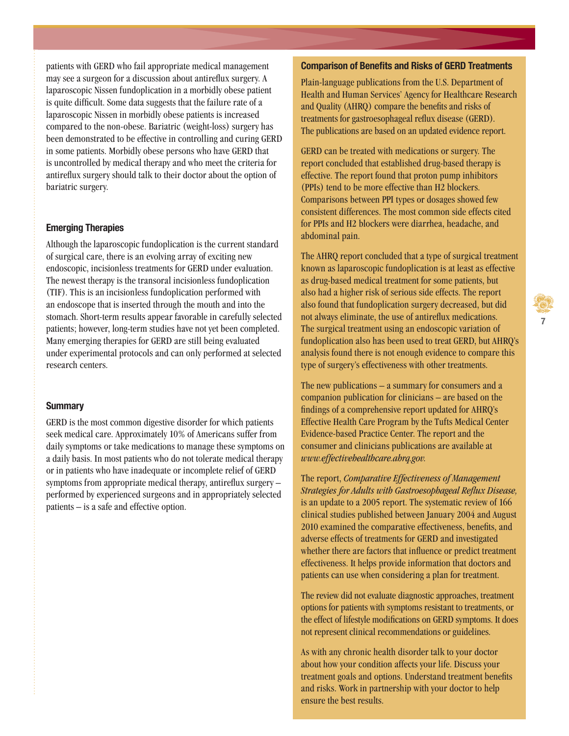patients with GERD who fail appropriate medical management may see a surgeon for a discussion about antireflux surgery. A laparoscopic Nissen fundoplication in a morbidly obese patient is quite difficult. Some data suggests that the failure rate of a laparoscopic Nissen in morbidly obese patients is increased compared to the non-obese. Bariatric (weight-loss) surgery has been demonstrated to be effective in controlling and curing GERD in some patients. Morbidly obese persons who have GERD that is uncontrolled by medical therapy and who meet the criteria for antireflux surgery should talk to their doctor about the option of bariatric surgery.

### Emerging Therapies

Although the laparoscopic fundoplication is the current standard of surgical care, there is an evolving array of exciting new endoscopic, incisionless treatments for GERD under evaluation. The newest therapy is the transoral incisionless fundoplication (TIF). This is an incisionless fundoplication performed with an endoscope that is inserted through the mouth and into the stomach. Short-term results appear favorable in carefully selected patients; however, long-term studies have not yet been completed. Many emerging therapies for GERD are still being evaluated under experimental protocols and can only performed at selected research centers.

### Summary

GERD is the most common digestive disorder for which patients seek medical care. Approximately 10% of Americans suffer from daily symptoms or take medications to manage these symptoms on a daily basis. In most patients who do not tolerate medical therapy or in patients who have inadequate or incomplete relief of GERD symptoms from appropriate medical therapy, antireflux surgery – performed by experienced surgeons and in appropriately selected patients – is a safe and effective option.

### Comparison of Benefits and Risks of GERD Treatments

Plain-language publications from the U.S. Department of Health and Human Services' Agency for Healthcare Research and Quality (AHRQ) compare the benefits and risks of treatments for gastroesophageal reflux disease (GERD). The publications are based on an updated evidence report.

GERD can be treated with medications or surgery. The report concluded that established drug-based therapy is effective. The report found that proton pump inhibitors (PPIs) tend to be more effective than H2 blockers. Comparisons between PPI types or dosages showed few consistent differences. The most common side effects cited for PPIs and H2 blockers were diarrhea, headache, and abdominal pain.

The AHRQ report concluded that a type of surgical treatment known as laparoscopic fundoplication is at least as effective as drug-based medical treatment for some patients, but also had a higher risk of serious side effects. The report also found that fundoplication surgery decreased, but did not always eliminate, the use of antireflux medications. The surgical treatment using an endoscopic variation of fundoplication also has been used to treat GERD, but AHRQ's analysis found there is not enough evidence to compare this type of surgery's effectiveness with other treatments.

The new publications – a summary for consumers and a companion publication for clinicians – are based on the findings of a comprehensive report updated for AHRQ's Effective Health Care Program by the Tufts Medical Center Evidence-based Practice Center. The report and the consumer and clinicians publications are available at *www.effectivehealthcare.ahrq.gov.*

The report, *Comparative Effectiveness of Management Strategies for Adults with Gastroesophageal Reflux Disease,* is an update to a 2005 report. The systematic review of 166 clinical studies published between January 2004 and August 2010 examined the comparative effectiveness, benefits, and adverse effects of treatments for GERD and investigated whether there are factors that influence or predict treatment effectiveness. It helps provide information that doctors and patients can use when considering a plan for treatment.

The review did not evaluate diagnostic approaches, treatment options for patients with symptoms resistant to treatments, or the effect of lifestyle modifications on GERD symptoms. It does not represent clinical recommendations or guidelines.

As with any chronic health disorder talk to your doctor about how your condition affects your life. Discuss your treatment goals and options. Understand treatment benefits and risks. Work in partnership with your doctor to help ensure the best results.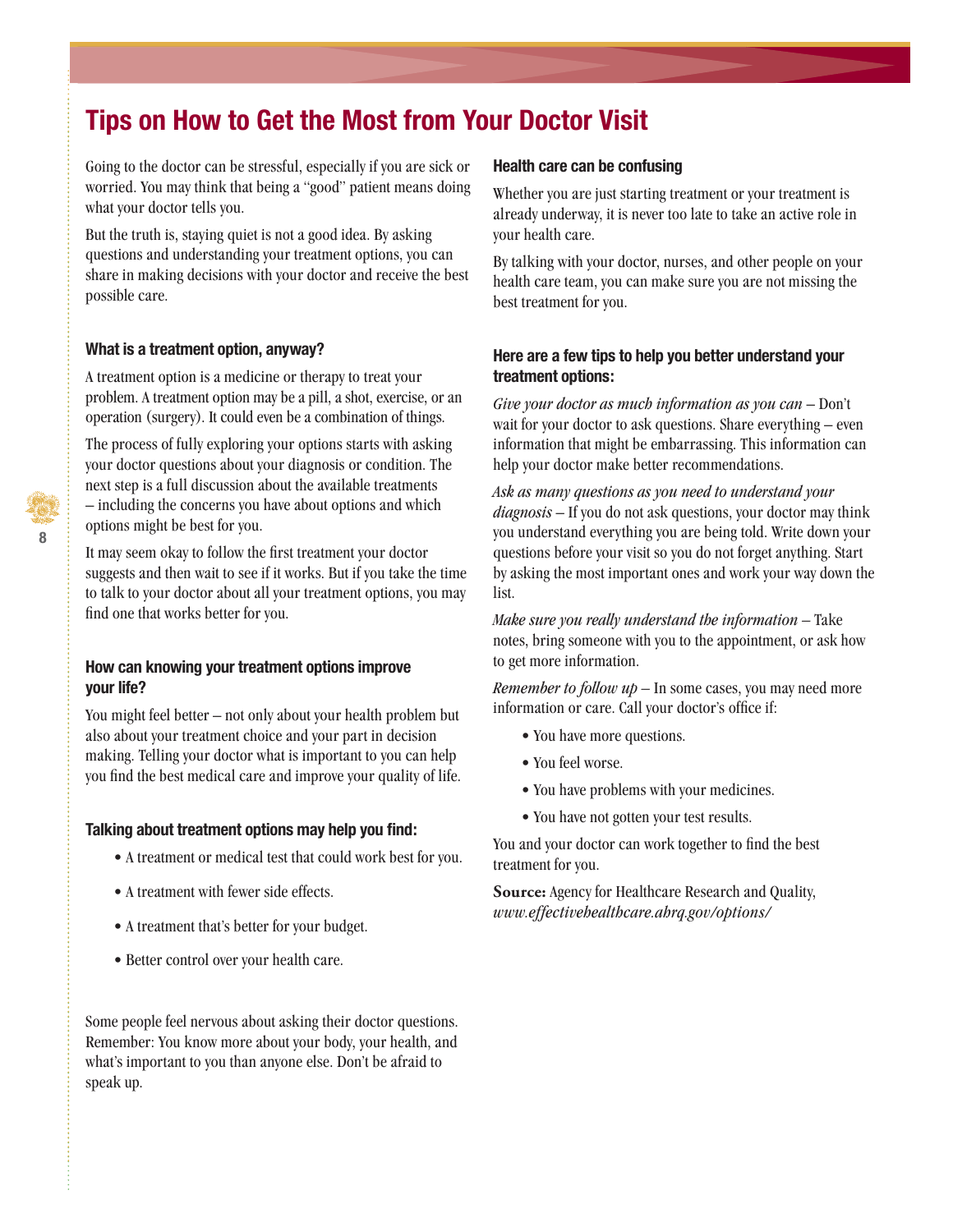# Tips on How to Get the Most from Your Doctor Visit

Going to the doctor can be stressful, especially if you are sick or worried. You may think that being a "good" patient means doing what your doctor tells you.

But the truth is, staying quiet is not a good idea. By asking questions and understanding your treatment options, you can share in making decisions with your doctor and receive the best possible care.

### What is a treatment option, anyway?

A treatment option is a medicine or therapy to treat your problem. A treatment option may be a pill, a shot, exercise, or an operation (surgery). It could even be a combination of things.

The process of fully exploring your options starts with asking your doctor questions about your diagnosis or condition. The next step is a full discussion about the available treatments – including the concerns you have about options and which options might be best for you.

It may seem okay to follow the first treatment your doctor suggests and then wait to see if it works. But if you take the time to talk to your doctor about all your treatment options, you may find one that works better for you.

### How can knowing your treatment options improve your life?

You might feel better – not only about your health problem but also about your treatment choice and your part in decision making. Telling your doctor what is important to you can help you find the best medical care and improve your quality of life.

### Talking about treatment options may help you find:

- A treatment or medical test that could work best for you.
- A treatment with fewer side effects.
- A treatment that's better for your budget.
- Better control over your health care.

Some people feel nervous about asking their doctor questions. Remember: You know more about your body, your health, and what's important to you than anyone else. Don't be afraid to speak up.

### Health care can be confusing

Whether you are just starting treatment or your treatment is already underway, it is never too late to take an active role in your health care.

By talking with your doctor, nurses, and other people on your health care team, you can make sure you are not missing the best treatment for you.

### Here are a few tips to help you better understand your treatment options:

*Give your doctor as much information as you can* – Don't wait for your doctor to ask questions. Share everything – even information that might be embarrassing. This information can help your doctor make better recommendations.

*Ask as many questions as you need to understand your diagnosis* – If you do not ask questions, your doctor may think you understand everything you are being told. Write down your questions before your visit so you do not forget anything. Start by asking the most important ones and work your way down the list.

*Make sure you really understand the information* – Take notes, bring someone with you to the appointment, or ask how to get more information.

*Remember to follow up* – In some cases, you may need more information or care. Call your doctor's office if:

- You have more questions.
- You feel worse.
- You have problems with your medicines.
- You have not gotten your test results.

You and your doctor can work together to find the best treatment for you.

**Source:** Agency for Healthcare Research and Quality, *www.effectivehealthcare.ahrq.gov/options/*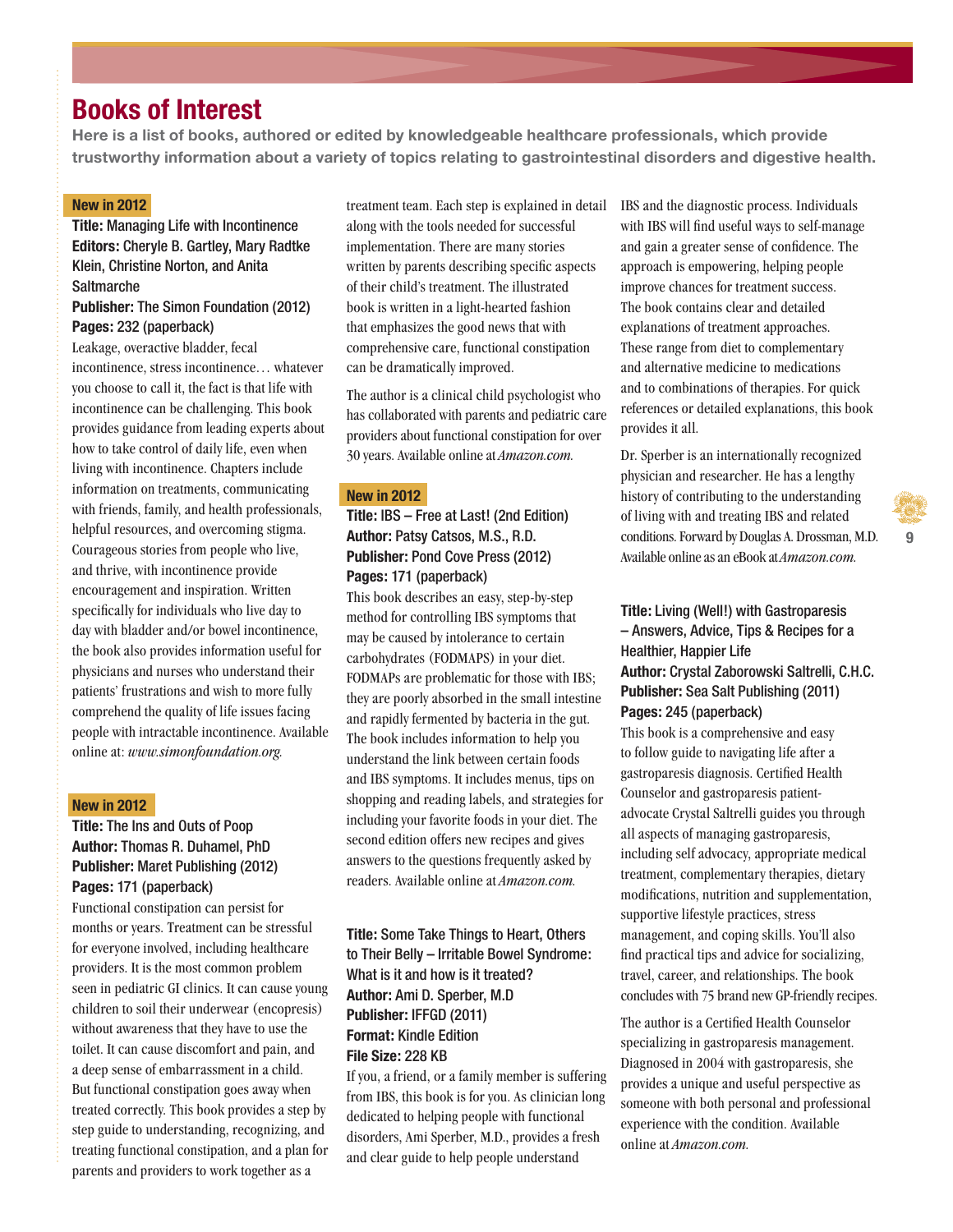# Books of Interest

**Here is a list of books, authored or edited by knowledgeable healthcare professionals, which provide trustworthy information about a variety of topics relating to gastrointestinal disorders and digestive health.**

**New in 2012**

**Title:** Managing Life with Incontinence
**Editors:** Cheryle B. Gartley, Mary Radtke Klein, Christine Norton, and Anita Saltmarche
**Publisher:** The Simon Foundation (2012)
**Pages:** 232 (paperback)

Leakage, overactive bladder, fecal incontinence, stress incontinence… whatever you choose to call it, the fact is that life with incontinence can be challenging. This book provides guidance from leading experts about how to take control of daily life, even when living with incontinence. Chapters include information on treatments, communicating with friends, family, and health professionals, helpful resources, and overcoming stigma. Courageous stories from people who live, and thrive, with incontinence provide encouragement and inspiration. Written specifically for individuals who live day to day with bladder and/or bowel incontinence, the book also provides information useful for physicians and nurses who understand their patients' frustrations and wish to more fully comprehend the quality of life issues facing people with intractable incontinence. Available online at: *www.simonfoundation.org.*

**New in 2012**

**Title:** The Ins and Outs of Poop
**Author:** Thomas R. Duhamel, PhD
**Publisher:** Maret Publishing (2012)
**Pages:** 171 (paperback)

Functional constipation can persist for months or years. Treatment can be stressful for everyone involved, including healthcare providers. It is the most common problem seen in pediatric GI clinics. It can cause young children to soil their underwear (encopresis) without awareness that they have to use the toilet. It can cause discomfort and pain, and a deep sense of embarrassment in a child. But functional constipation goes away when treated correctly. This book provides a step by step guide to understanding, recognizing, and treating functional constipation, and a plan for parents and providers to work together as a treatment team. Each step is explained in detail along with the tools needed for successful implementation. There are many stories written by parents describing specific aspects of their child's treatment. The illustrated book is written in a light-hearted fashion that emphasizes the good news that with comprehensive care, functional constipation can be dramatically improved.

The author is a clinical child psychologist who has collaborated with parents and pediatric care providers about functional constipation for over 30 years. Available online at *Amazon.com.*

**New in 2012**

**Title:** IBS – Free at Last! (2nd Edition)
**Author:** Patsy Catsos, M.S., R.D.
**Publisher:** Pond Cove Press (2012)
**Pages:** 171 (paperback)

This book describes an easy, step-by-step method for controlling IBS symptoms that may be caused by intolerance to certain carbohydrates (FODMAPS) in your diet. FODMAPs are problematic for those with IBS; they are poorly absorbed in the small intestine and rapidly fermented by bacteria in the gut. The book includes information to help you understand the link between certain foods and IBS symptoms. It includes menus, tips on shopping and reading labels, and strategies for including your favorite foods in your diet. The second edition offers new recipes and gives answers to the questions frequently asked by readers. Available online at *Amazon.com.*

**Title:** Some Take Things to Heart, Others to Their Belly – Irritable Bowel Syndrome: What is it and how is it treated?
**Author:** Ami D. Sperber, M.D
**Publisher:** IFFGD (2011)
**Format:** Kindle Edition
**File Size:** 228 KB

If you, a friend, or a family member is suffering from IBS, this book is for you. As clinician long dedicated to helping people with functional disorders, Ami Sperber, M.D., provides a fresh and clear guide to help people understand IBS and the diagnostic process. Individuals with IBS will find useful ways to self-manage and gain a greater sense of confidence. The approach is empowering, helping people improve chances for treatment success. The book contains clear and detailed explanations of treatment approaches. These range from diet to complementary and alternative medicine to medications and to combinations of therapies. For quick references or detailed explanations, this book provides it all.

Dr. Sperber is an internationally recognized physician and researcher. He has a lengthy history of contributing to the understanding of living with and treating IBS and related conditions. Forward by Douglas A. Drossman, M.D. Available online as an eBook at *Amazon.com.*

**Title:** Living (Well!) with Gastroparesis – Answers, Advice, Tips & Recipes for a Healthier, Happier Life
**Author:** Crystal Zaborowski Saltrelli, C.H.C.
**Publisher:** Sea Salt Publishing (2011)
**Pages:** 245 (paperback)

This book is a comprehensive and easy to follow guide to navigating life after a gastroparesis diagnosis. Certified Health Counselor and gastroparesis patient-advocate Crystal Saltrelli guides you through all aspects of managing gastroparesis, including self advocacy, appropriate medical treatment, complementary therapies, dietary modifications, nutrition and supplementation, supportive lifestyle practices, stress management, and coping skills. You'll also find practical tips and advice for socializing, travel, career, and relationships. The book concludes with 75 brand new GP-friendly recipes.

The author is a Certified Health Counselor specializing in gastroparesis management. Diagnosed in 2004 with gastroparesis, she provides a unique and useful perspective as someone with both personal and professional experience with the condition. Available online at *Amazon.com.*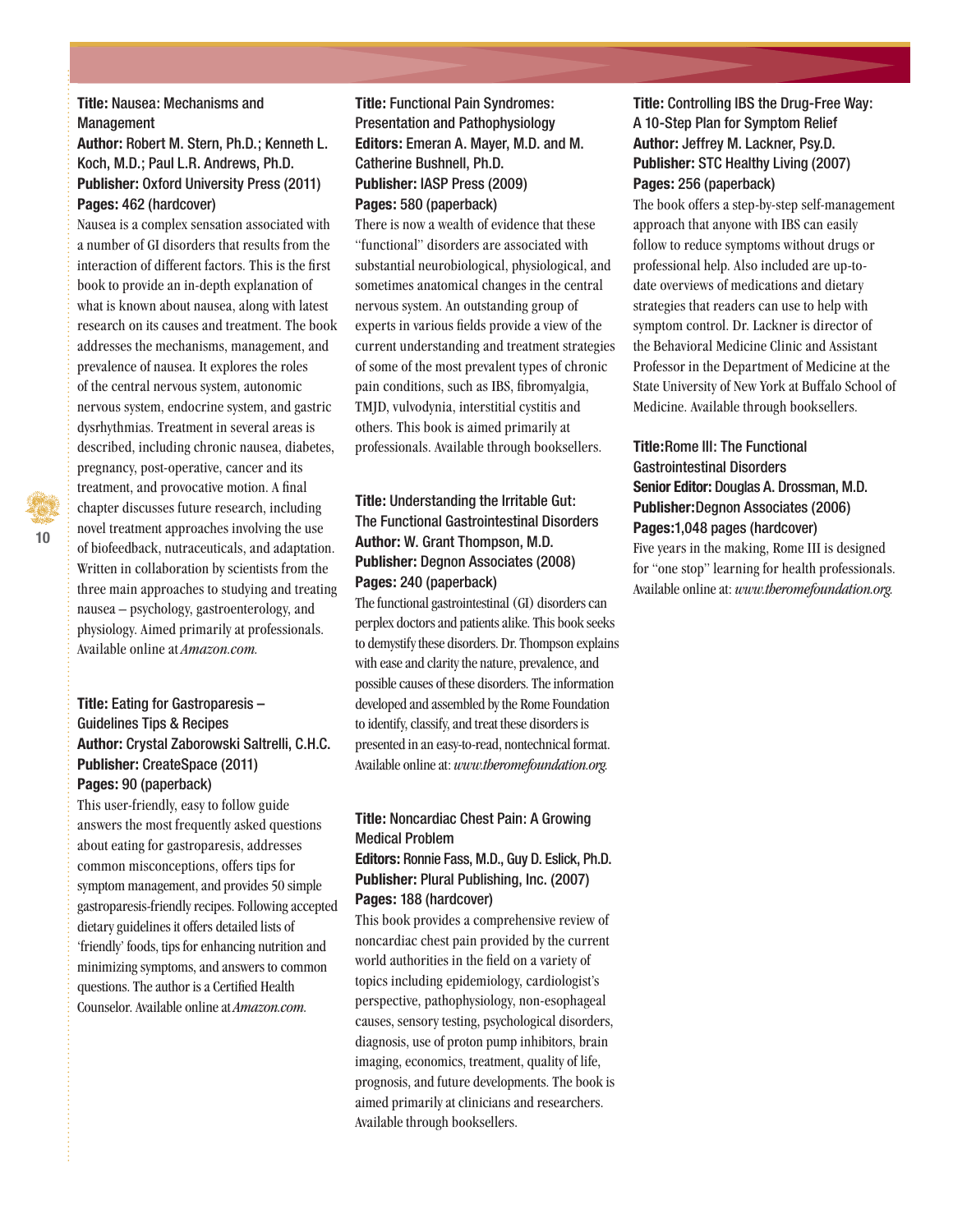**Title:** Nausea: Mechanisms and Management
**Author:** Robert M. Stern, Ph.D.; Kenneth L. Koch, M.D.; Paul L.R. Andrews, Ph.D.
**Publisher:** Oxford University Press (2011)
**Pages:** 462 (hardcover)

Nausea is a complex sensation associated with a number of GI disorders that results from the interaction of different factors. This is the first book to provide an in-depth explanation of what is known about nausea, along with latest research on its causes and treatment. The book addresses the mechanisms, management, and prevalence of nausea. It explores the roles of the central nervous system, autonomic nervous system, endocrine system, and gastric dysrhythmias. Treatment in several areas is described, including chronic nausea, diabetes, pregnancy, post-operative, cancer and its treatment, and provocative motion. A final chapter discusses future research, including novel treatment approaches involving the use of biofeedback, nutraceuticals, and adaptation. Written in collaboration by scientists from the three main approaches to studying and treating nausea – psychology, gastroenterology, and physiology. Aimed primarily at professionals. Available online at *Amazon.com.*

**Title:** Eating for Gastroparesis – Guidelines Tips & Recipes
**Author:** Crystal Zaborowski Saltrelli, C.H.C.
**Publisher:** CreateSpace (2011)
**Pages:** 90 (paperback)

This user-friendly, easy to follow guide answers the most frequently asked questions about eating for gastroparesis, addresses common misconceptions, offers tips for symptom management, and provides 50 simple gastroparesis-friendly recipes. Following accepted dietary guidelines it offers detailed lists of 'friendly' foods, tips for enhancing nutrition and minimizing symptoms, and answers to common questions. The author is a Certified Health Counselor. Available online at *Amazon.com.*

**Title:** Functional Pain Syndromes: Presentation and Pathophysiology
**Editors:** Emeran A. Mayer, M.D. and M. Catherine Bushnell, Ph.D.
**Publisher:** IASP Press (2009)
**Pages:** 580 (paperback)

There is now a wealth of evidence that these "functional" disorders are associated with substantial neurobiological, physiological, and sometimes anatomical changes in the central nervous system. An outstanding group of experts in various fields provide a view of the current understanding and treatment strategies of some of the most prevalent types of chronic pain conditions, such as IBS, fibromyalgia, TMJD, vulvodynia, interstitial cystitis and others. This book is aimed primarily at professionals. Available through booksellers.

**Title:** Understanding the Irritable Gut: The Functional Gastrointestinal Disorders
**Author:** W. Grant Thompson, M.D.
**Publisher:** Degnon Associates (2008)
**Pages:** 240 (paperback)

The functional gastrointestinal (GI) disorders can perplex doctors and patients alike. This book seeks to demystify these disorders. Dr. Thompson explains with ease and clarity the nature, prevalence, and possible causes of these disorders. The information developed and assembled by the Rome Foundation to identify, classify, and treat these disorders is presented in an easy-to-read, nontechnical format. Available online at: *www.theromefoundation.org.*

**Title:** Noncardiac Chest Pain: A Growing Medical Problem
**Editors:** Ronnie Fass, M.D., Guy D. Eslick, Ph.D.
**Publisher:** Plural Publishing, Inc. (2007)
**Pages:** 188 (hardcover)

This book provides a comprehensive review of noncardiac chest pain provided by the current world authorities in the field on a variety of topics including epidemiology, cardiologist's perspective, pathophysiology, non-esophageal causes, sensory testing, psychological disorders, diagnosis, use of proton pump inhibitors, brain imaging, economics, treatment, quality of life, prognosis, and future developments. The book is aimed primarily at clinicians and researchers. Available through booksellers.

**Title:** Controlling IBS the Drug-Free Way: A 10-Step Plan for Symptom Relief
**Author:** Jeffrey M. Lackner, Psy.D.
**Publisher:** STC Healthy Living (2007)
**Pages:** 256 (paperback)

The book offers a step-by-step self-management approach that anyone with IBS can easily follow to reduce symptoms without drugs or professional help. Also included are up-to-date overviews of medications and dietary strategies that readers can use to help with symptom control. Dr. Lackner is director of the Behavioral Medicine Clinic and Assistant Professor in the Department of Medicine at the State University of New York at Buffalo School of Medicine. Available through booksellers.

**Title:** Rome III: The Functional Gastrointestinal Disorders
**Senior Editor:** Douglas A. Drossman, M.D.
**Publisher:** Degnon Associates (2006)
**Pages:** 1,048 pages (hardcover)

Five years in the making, Rome III is designed for "one stop" learning for health professionals. Available online at: *www.theromefoundation.org.*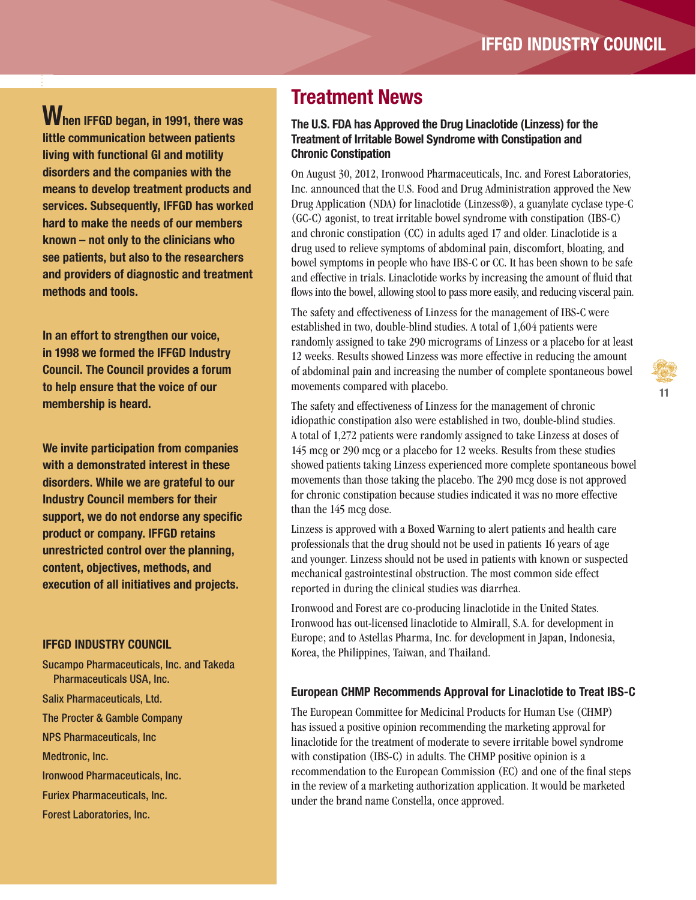**When IFFGD began, in 1991, there was little communication between patients living with functional GI and motility disorders and the companies with the means to develop treatment products and services. Subsequently, IFFGD has worked hard to make the needs of our members known – not only to the clinicians who see patients, but also to the researchers and providers of diagnostic and treatment methods and tools.**

**In an effort to strengthen our voice, in 1998 we formed the IFFGD Industry Council. The Council provides a forum to help ensure that the voice of our membership is heard.**

**We invite participation from companies with a demonstrated interest in these disorders. While we are grateful to our Industry Council members for their support, we do not endorse any specific product or company. IFFGD retains unrestricted control over the planning, content, objectives, methods, and execution of all initiatives and projects.**

### IFFGD INDUSTRY COUNCIL

- Sucampo Pharmaceuticals, Inc. and Takeda Pharmaceuticals USA, Inc.
- Salix Pharmaceuticals, Ltd.
- The Procter & Gamble Company
- NPS Pharmaceuticals, Inc
- Medtronic, Inc.
- Ironwood Pharmaceuticals, Inc.
- Furiex Pharmaceuticals, Inc.
- Forest Laboratories, Inc.

## Treatment News

### The U.S. FDA has Approved the Drug Linaclotide (Linzess) for the Treatment of Irritable Bowel Syndrome with Constipation and Chronic Constipation

On August 30, 2012, Ironwood Pharmaceuticals, Inc. and Forest Laboratories, Inc. announced that the U.S. Food and Drug Administration approved the New Drug Application (NDA) for linaclotide (Linzess®), a guanylate cyclase type-C (GC-C) agonist, to treat irritable bowel syndrome with constipation (IBS-C) and chronic constipation (CC) in adults aged 17 and older. Linaclotide is a drug used to relieve symptoms of abdominal pain, discomfort, bloating, and bowel symptoms in people who have IBS-C or CC. It has been shown to be safe and effective in trials. Linaclotide works by increasing the amount of fluid that flows into the bowel, allowing stool to pass more easily, and reducing visceral pain.

The safety and effectiveness of Linzess for the management of IBS-C were established in two, double-blind studies. A total of 1,604 patients were randomly assigned to take 290 micrograms of Linzess or a placebo for at least 12 weeks. Results showed Linzess was more effective in reducing the amount of abdominal pain and increasing the number of complete spontaneous bowel movements compared with placebo.

The safety and effectiveness of Linzess for the management of chronic idiopathic constipation also were established in two, double-blind studies. A total of 1,272 patients were randomly assigned to take Linzess at doses of 145 mcg or 290 mcg or a placebo for 12 weeks. Results from these studies showed patients taking Linzess experienced more complete spontaneous bowel movements than those taking the placebo. The 290 mcg dose is not approved for chronic constipation because studies indicated it was no more effective than the 145 mcg dose.

Linzess is approved with a Boxed Warning to alert patients and health care professionals that the drug should not be used in patients 16 years of age and younger. Linzess should not be used in patients with known or suspected mechanical gastrointestinal obstruction. The most common side effect reported in during the clinical studies was diarrhea.

Ironwood and Forest are co-producing linaclotide in the United States. Ironwood has out-licensed linaclotide to Almirall, S.A. for development in Europe; and to Astellas Pharma, Inc. for development in Japan, Indonesia, Korea, the Philippines, Taiwan, and Thailand.

### European CHMP Recommends Approval for Linaclotide to Treat IBS-C

The European Committee for Medicinal Products for Human Use (CHMP) has issued a positive opinion recommending the marketing approval for linaclotide for the treatment of moderate to severe irritable bowel syndrome with constipation (IBS-C) in adults. The CHMP positive opinion is a recommendation to the European Commission (EC) and one of the final steps in the review of a marketing authorization application. It would be marketed under the brand name Constella, once approved.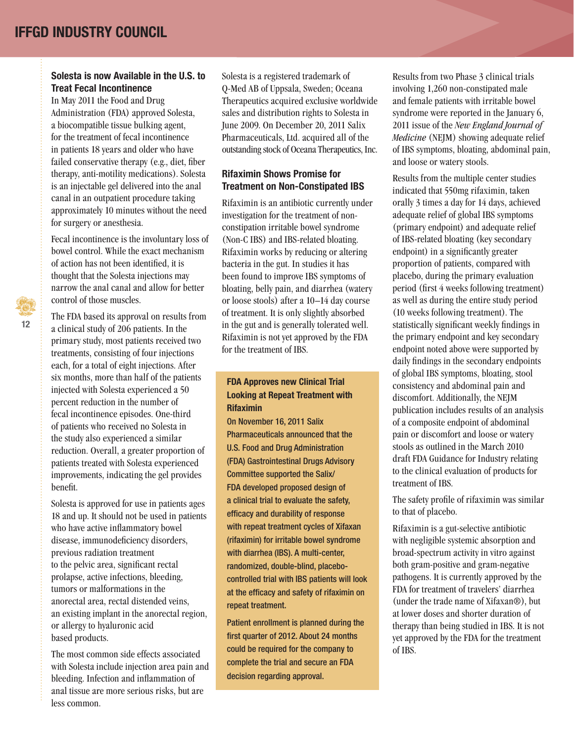# IFFGD INDUSTRY COUNCIL

## Solesta is now Available in the U.S. to Treat Fecal Incontinence

In May 2011 the Food and Drug Administration (FDA) approved Solesta, a biocompatible tissue bulking agent, for the treatment of fecal incontinence in patients 18 years and older who have failed conservative therapy (e.g., diet, fiber therapy, anti-motility medications). Solesta is an injectable gel delivered into the anal canal in an outpatient procedure taking approximately 10 minutes without the need for surgery or anesthesia.

Fecal incontinence is the involuntary loss of bowel control. While the exact mechanism of action has not been identified, it is thought that the Solesta injections may narrow the anal canal and allow for better control of those muscles.

The FDA based its approval on results from a clinical study of 206 patients. In the primary study, most patients received two treatments, consisting of four injections each, for a total of eight injections. After six months, more than half of the patients injected with Solesta experienced a 50 percent reduction in the number of fecal incontinence episodes. One-third of patients who received no Solesta in the study also experienced a similar reduction. Overall, a greater proportion of patients treated with Solesta experienced improvements, indicating the gel provides benefit.

Solesta is approved for use in patients ages 18 and up. It should not be used in patients who have active inflammatory bowel disease, immunodeficiency disorders, previous radiation treatment to the pelvic area, significant rectal prolapse, active infections, bleeding, tumors or malformations in the anorectal area, rectal distended veins, an existing implant in the anorectal region, or allergy to hyaluronic acid based products.

The most common side effects associated with Solesta include injection area pain and bleeding. Infection and inflammation of anal tissue are more serious risks, but are less common.

Solesta is a registered trademark of Q-Med AB of Uppsala, Sweden; Oceana Therapeutics acquired exclusive worldwide sales and distribution rights to Solesta in June 2009. On December 20, 2011 Salix Pharmaceuticals, Ltd. acquired all of the outstanding stock of Oceana Therapeutics, Inc.

## Rifaximin Shows Promise for Treatment on Non-Constipated IBS

Rifaximin is an antibiotic currently under investigation for the treatment of non-constipation irritable bowel syndrome (Non-C IBS) and IBS-related bloating. Rifaximin works by reducing or altering bacteria in the gut. In studies it has been found to improve IBS symptoms of bloating, belly pain, and diarrhea (watery or loose stools) after a 10–14 day course of treatment. It is only slightly absorbed in the gut and is generally tolerated well. Rifaximin is not yet approved by the FDA for the treatment of IBS.

### FDA Approves new Clinical Trial Looking at Repeat Treatment with Rifaximin

**On November 16, 2011 Salix Pharmaceuticals announced that the U.S. Food and Drug Administration (FDA) Gastrointestinal Drugs Advisory Committee supported the Salix/FDA developed proposed design of a clinical trial to evaluate the safety, efficacy and durability of response with repeat treatment cycles of Xifaxan (rifaximin) for irritable bowel syndrome with diarrhea (IBS). A multi-center, randomized, double-blind, placebo-controlled trial with IBS patients will look at the efficacy and safety of rifaximin on repeat treatment.**

**Patient enrollment is planned during the first quarter of 2012. About 24 months could be required for the company to complete the trial and secure an FDA decision regarding approval.**

Results from two Phase 3 clinical trials involving 1,260 non-constipated male and female patients with irritable bowel syndrome were reported in the January 6, 2011 issue of the *New England Journal of Medicine* (NEJM) showing adequate relief of IBS symptoms, bloating, abdominal pain, and loose or watery stools.

Results from the multiple center studies indicated that 550mg rifaximin, taken orally 3 times a day for 14 days, achieved adequate relief of global IBS symptoms (primary endpoint) and adequate relief of IBS-related bloating (key secondary endpoint) in a significantly greater proportion of patients, compared with placebo, during the primary evaluation period (first 4 weeks following treatment) as well as during the entire study period (10 weeks following treatment). The statistically significant weekly findings in the primary endpoint and key secondary endpoint noted above were supported by daily findings in the secondary endpoints of global IBS symptoms, bloating, stool consistency and abdominal pain and discomfort. Additionally, the NEJM publication includes results of an analysis of a composite endpoint of abdominal pain or discomfort and loose or watery stools as outlined in the March 2010 draft FDA Guidance for Industry relating to the clinical evaluation of products for treatment of IBS.

The safety profile of rifaximin was similar to that of placebo.

Rifaximin is a gut-selective antibiotic with negligible systemic absorption and broad-spectrum activity in vitro against both gram-positive and gram-negative pathogens. It is currently approved by the FDA for treatment of travelers' diarrhea (under the trade name of Xifaxan®), but at lower doses and shorter duration of therapy than being studied in IBS. It is not yet approved by the FDA for the treatment of IBS.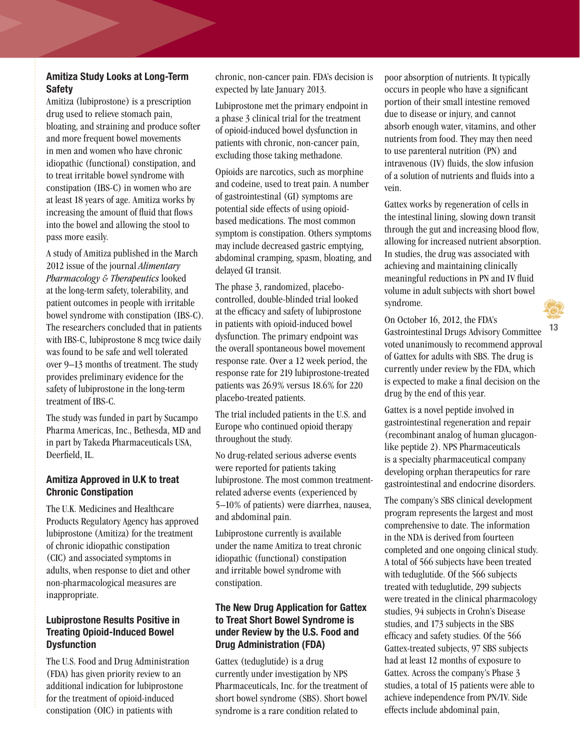### Amitiza Study Looks at Long-Term Safety

Amitiza (lubiprostone) is a prescription drug used to relieve stomach pain, bloating, and straining and produce softer and more frequent bowel movements in men and women who have chronic idiopathic (functional) constipation, and to treat irritable bowel syndrome with constipation (IBS-C) in women who are at least 18 years of age. Amitiza works by increasing the amount of fluid that flows into the bowel and allowing the stool to pass more easily.

A study of Amitiza published in the March 2012 issue of the journal *Alimentary Pharmacology & Therapeutics* looked at the long-term safety, tolerability, and patient outcomes in people with irritable bowel syndrome with constipation (IBS-C). The researchers concluded that in patients with IBS-C, lubiprostone 8 mcg twice daily was found to be safe and well tolerated over 9–13 months of treatment. The study provides preliminary evidence for the safety of lubiprostone in the long-term treatment of IBS-C.

The study was funded in part by Sucampo Pharma Americas, Inc., Bethesda, MD and in part by Takeda Pharmaceuticals USA, Deerfield, IL.

### Amitiza Approved in U.K to treat Chronic Constipation

The U.K. Medicines and Healthcare Products Regulatory Agency has approved lubiprostone (Amitiza) for the treatment of chronic idiopathic constipation (CIC) and associated symptoms in adults, when response to diet and other non-pharmacological measures are inappropriate.

### Lubiprostone Results Positive in Treating Opioid-Induced Bowel Dysfunction

The U.S. Food and Drug Administration (FDA) has given priority review to an additional indication for lubiprostone for the treatment of opioid-induced constipation (OIC) in patients with chronic, non-cancer pain. FDA's decision is expected by late January 2013.

Lubiprostone met the primary endpoint in a phase 3 clinical trial for the treatment of opioid-induced bowel dysfunction in patients with chronic, non-cancer pain, excluding those taking methadone.

Opioids are narcotics, such as morphine and codeine, used to treat pain. A number of gastrointestinal (GI) symptoms are potential side effects of using opioid-based medications. The most common symptom is constipation. Others symptoms may include decreased gastric emptying, abdominal cramping, spasm, bloating, and delayed GI transit.

The phase 3, randomized, placebo-controlled, double-blinded trial looked at the efficacy and safety of lubiprostone in patients with opioid-induced bowel dysfunction. The primary endpoint was the overall spontaneous bowel movement response rate. Over a 12 week period, the response rate for 219 lubiprostone-treated patients was 26.9% versus 18.6% for 220 placebo-treated patients.

The trial included patients in the U.S. and Europe who continued opioid therapy throughout the study.

No drug-related serious adverse events were reported for patients taking lubiprostone. The most common treatment-related adverse events (experienced by 5–10% of patients) were diarrhea, nausea, and abdominal pain.

Lubiprostone currently is available under the name Amitiza to treat chronic idiopathic (functional) constipation and irritable bowel syndrome with constipation.

### The New Drug Application for Gattex to Treat Short Bowel Syndrome is under Review by the U.S. Food and Drug Administration (FDA)

Gattex (teduglutide) is a drug currently under investigation by NPS Pharmaceuticals, Inc. for the treatment of short bowel syndrome (SBS). Short bowel syndrome is a rare condition related to poor absorption of nutrients. It typically occurs in people who have a significant portion of their small intestine removed due to disease or injury, and cannot absorb enough water, vitamins, and other nutrients from food. They may then need to use parenteral nutrition (PN) and intravenous (IV) fluids, the slow infusion of a solution of nutrients and fluids into a vein.

Gattex works by regeneration of cells in the intestinal lining, slowing down transit through the gut and increasing blood flow, allowing for increased nutrient absorption. In studies, the drug was associated with achieving and maintaining clinically meaningful reductions in PN and IV fluid volume in adult subjects with short bowel syndrome.

On October 16, 2012, the FDA's Gastrointestinal Drugs Advisory Committee voted unanimously to recommend approval of Gattex for adults with SBS. The drug is currently under review by the FDA, which is expected to make a final decision on the drug by the end of this year.

Gattex is a novel peptide involved in gastrointestinal regeneration and repair (recombinant analog of human glucagon-like peptide 2). NPS Pharmaceuticals is a specialty pharmaceutical company developing orphan therapeutics for rare gastrointestinal and endocrine disorders.

The company's SBS clinical development program represents the largest and most comprehensive to date. The information in the NDA is derived from fourteen completed and one ongoing clinical study. A total of 566 subjects have been treated with teduglutide. Of the 566 subjects treated with teduglutide, 299 subjects were treated in the clinical pharmacology studies, 94 subjects in Crohn's Disease studies, and 173 subjects in the SBS efficacy and safety studies. Of the 566 Gattex-treated subjects, 97 SBS subjects had at least 12 months of exposure to Gattex. Across the company's Phase 3 studies, a total of 15 patients were able to achieve independence from PN/IV. Side effects include abdominal pain,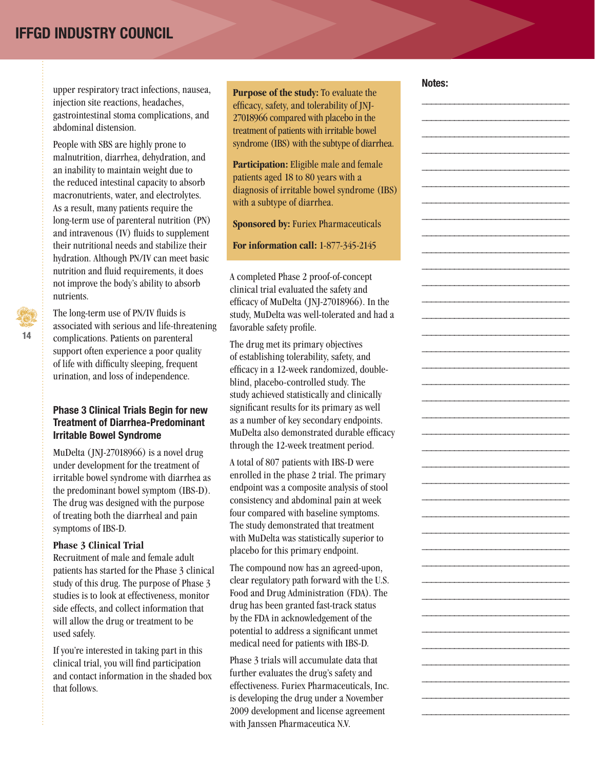upper respiratory tract infections, nausea, injection site reactions, headaches, gastrointestinal stoma complications, and abdominal distension.

People with SBS are highly prone to malnutrition, diarrhea, dehydration, and an inability to maintain weight due to the reduced intestinal capacity to absorb macronutrients, water, and electrolytes. As a result, many patients require the long-term use of parenteral nutrition (PN) and intravenous (IV) fluids to supplement their nutritional needs and stabilize their hydration. Although PN/IV can meet basic nutrition and fluid requirements, it does not improve the body's ability to absorb nutrients.

The long-term use of PN/IV fluids is associated with serious and life-threatening complications. Patients on parenteral support often experience a poor quality of life with difficulty sleeping, frequent urination, and loss of independence.

### Phase 3 Clinical Trials Begin for new Treatment of Diarrhea-Predominant Irritable Bowel Syndrome

MuDelta (JNJ-27018966) is a novel drug under development for the treatment of irritable bowel syndrome with diarrhea as the predominant bowel symptom (IBS-D). The drug was designed with the purpose of treating both the diarrheal and pain symptoms of IBS-D.

#### Phase 3 Clinical Trial

Recruitment of male and female adult patients has started for the Phase 3 clinical study of this drug. The purpose of Phase 3 studies is to look at effectiveness, monitor side effects, and collect information that will allow the drug or treatment to be used safely.

If you're interested in taking part in this clinical trial, you will find participation and contact information in the shaded box that follows.

**Purpose of the study:** To evaluate the efficacy, safety, and tolerability of JNJ-27018966 compared with placebo in the treatment of patients with irritable bowel syndrome (IBS) with the subtype of diarrhea.

**Participation:** Eligible male and female patients aged 18 to 80 years with a diagnosis of irritable bowel syndrome (IBS) with a subtype of diarrhea.

**Sponsored by:** Furiex Pharmaceuticals

**For information call:** 1-877-345-2145

A completed Phase 2 proof-of-concept clinical trial evaluated the safety and efficacy of MuDelta (JNJ-27018966). In the study, MuDelta was well-tolerated and had a favorable safety profile.

The drug met its primary objectives of establishing tolerability, safety, and efficacy in a 12-week randomized, double-blind, placebo-controlled study. The study achieved statistically and clinically significant results for its primary as well as a number of key secondary endpoints. MuDelta also demonstrated durable efficacy through the 12-week treatment period.

A total of 807 patients with IBS-D were enrolled in the phase 2 trial. The primary endpoint was a composite analysis of stool consistency and abdominal pain at week four compared with baseline symptoms. The study demonstrated that treatment with MuDelta was statistically superior to placebo for this primary endpoint.

The compound now has an agreed-upon, clear regulatory path forward with the U.S. Food and Drug Administration (FDA). The drug has been granted fast-track status by the FDA in acknowledgement of the potential to address a significant unmet medical need for patients with IBS-D.

Phase 3 trials will accumulate data that further evaluates the drug's safety and effectiveness. Furiex Pharmaceuticals, Inc. is developing the drug under a November 2009 development and license agreement with Janssen Pharmaceutica N.V.

**Notes:**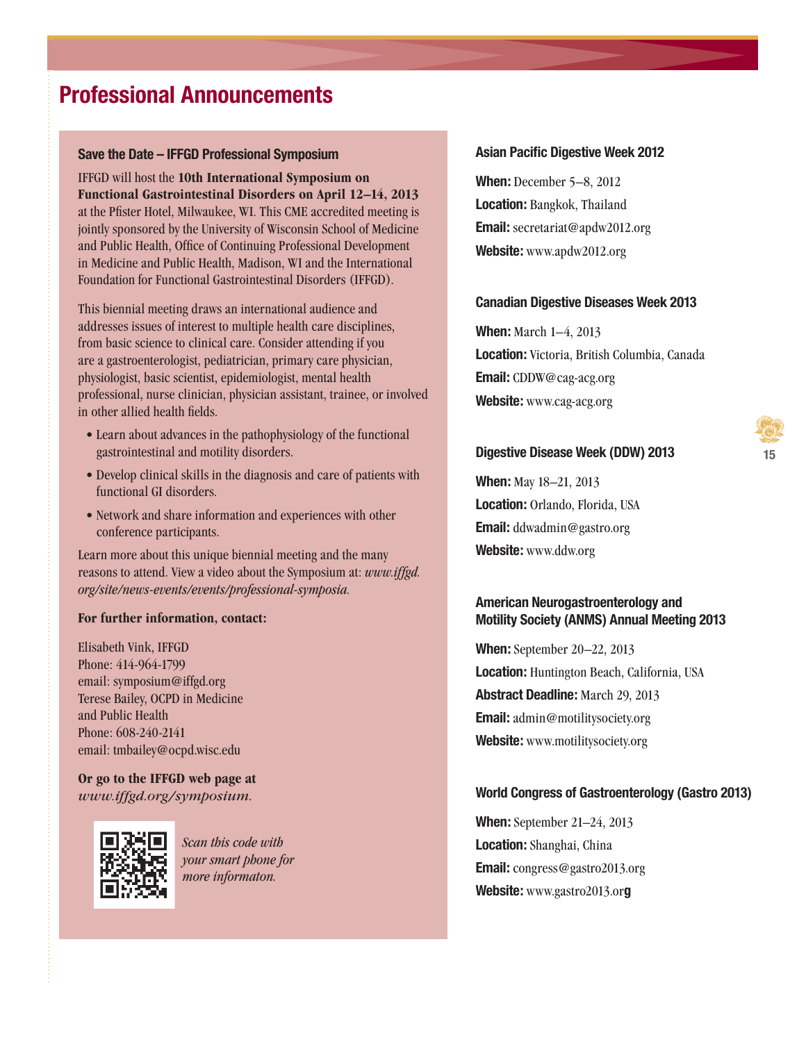# Professional Announcements

## Save the Date – IFFGD Professional Symposium

IFFGD will host the **10th International Symposium on Functional Gastrointestinal Disorders on April 12–14, 2013** at the Pfister Hotel, Milwaukee, WI. This CME accredited meeting is jointly sponsored by the University of Wisconsin School of Medicine and Public Health, Office of Continuing Professional Development in Medicine and Public Health, Madison, WI and the International Foundation for Functional Gastrointestinal Disorders (IFFGD).

This biennial meeting draws an international audience and addresses issues of interest to multiple health care disciplines, from basic science to clinical care. Consider attending if you are a gastroenterologist, pediatrician, primary care physician, physiologist, basic scientist, epidemiologist, mental health professional, nurse clinician, physician assistant, trainee, or involved in other allied health fields.

- Learn about advances in the pathophysiology of the functional gastrointestinal and motility disorders.
- Develop clinical skills in the diagnosis and care of patients with functional GI disorders.
- Network and share information and experiences with other conference participants.

Learn more about this unique biennial meeting and the many reasons to attend. View a video about the Symposium at: *www.iffgd.org/site/news-events/events/professional-symposia.*

**For further information, contact:**

Elisabeth Vink, IFFGD
Phone: 414-964-1799
email: symposium@iffgd.org
Terese Bailey, OCPD in Medicine and Public Health
Phone: 608-240-2141
email: tmbailey@ocpd.wisc.edu

**Or go to the IFFGD web page at** *www.iffgd.org/symposium.*

*Scan this code with your smart phone for more informaton.*

## Asian Pacific Digestive Week 2012

**When:** December 5–8, 2012
**Location:** Bangkok, Thailand
**Email:** secretariat@apdw2012.org
**Website:** www.apdw2012.org

## Canadian Digestive Diseases Week 2013

**When:** March 1–4, 2013
**Location:** Victoria, British Columbia, Canada
**Email:** CDDW@cag-acg.org
**Website:** www.cag-acg.org

## Digestive Disease Week (DDW) 2013

**When:** May 18–21, 2013
**Location:** Orlando, Florida, USA
**Email:** ddwadmin@gastro.org
**Website:** www.ddw.org

## American Neurogastroenterology and Motility Society (ANMS) Annual Meeting 2013

**When:** September 20–22, 2013
**Location:** Huntington Beach, California, USA
**Abstract Deadline:** March 29, 2013
**Email:** admin@motilitysociety.org
**Website:** www.motilitysociety.org

## World Congress of Gastroenterology (Gastro 2013)

**When:** September 21–24, 2013
**Location:** Shanghai, China
**Email:** congress@gastro2013.org
**Website:** www.gastro2013.org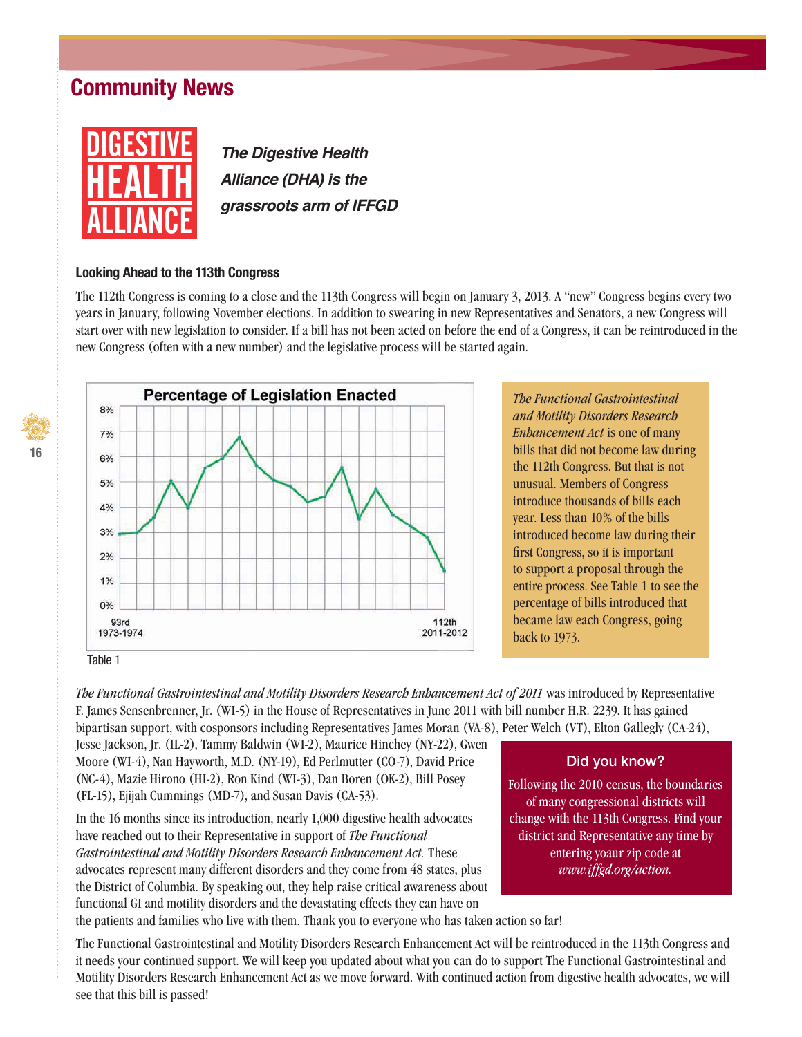## Community News

DIGESTIVE HEALTH ALLIANCE

***The Digestive Health Alliance (DHA) is the grassroots arm of IFFGD***

### Looking Ahead to the 113th Congress

The 112th Congress is coming to a close and the 113th Congress will begin on January 3, 2013. A "new" Congress begins every two years in January, following November elections. In addition to swearing in new Representatives and Senators, a new Congress will start over with new legislation to consider. If a bill has not been acted on before the end of a Congress, it can be reintroduced in the new Congress (often with a new number) and the legislative process will be started again.

Percentage of Legislation Enacted

8%
7%
6%
5%
4%
3%
2%
1%
0%

93rd
1973-1974

112th
2011-2012

Table 1

*The Functional Gastrointestinal and Motility Disorders Research Enhancement Act* is one of many bills that did not become law during the 112th Congress. But that is not unusual. Members of Congress introduce thousands of bills each year. Less than 10% of the bills introduced become law during their first Congress, so it is important to support a proposal through the entire process. See Table 1 to see the percentage of bills introduced that became law each Congress, going back to 1973.

*The Functional Gastrointestinal and Motility Disorders Research Enhancement Act of 2011* was introduced by Representative F. James Sensenbrenner, Jr. (WI-5) in the House of Representatives in June 2011 with bill number H.R. 2239. It has gained bipartisan support, with cosponsors including Representatives James Moran (VA-8), Peter Welch (VT), Elton Gallegly (CA-24), Jesse Jackson, Jr. (IL-2), Tammy Baldwin (WI-2), Maurice Hinchey (NY-22), Gwen Moore (WI-4), Nan Hayworth, M.D. (NY-19), Ed Perlmutter (CO-7), David Price (NC-4), Mazie Hirono (HI-2), Ron Kind (WI-3), Dan Boren (OK-2), Bill Posey (FL-15), Ejijah Cummings (MD-7), and Susan Davis (CA-53).

In the 16 months since its introduction, nearly 1,000 digestive health advocates have reached out to their Representative in support of *The Functional Gastrointestinal and Motility Disorders Research Enhancement Act.* These advocates represent many different disorders and they come from 48 states, plus the District of Columbia. By speaking out, they help raise critical awareness about functional GI and motility disorders and the devastating effects they can have on the patients and families who live with them. Thank you to everyone who has taken action so far!

> **Did you know?**
>
> Following the 2010 census, the boundaries of many congressional districts will change with the 113th Congress. Find your district and Representative any time by entering yoaur zip code at *www.iffgd.org/action.*

The Functional Gastrointestinal and Motility Disorders Research Enhancement Act will be reintroduced in the 113th Congress and it needs your continued support. We will keep you updated about what you can do to support The Functional Gastrointestinal and Motility Disorders Research Enhancement Act as we move forward. With continued action from digestive health advocates, we will see that this bill is passed!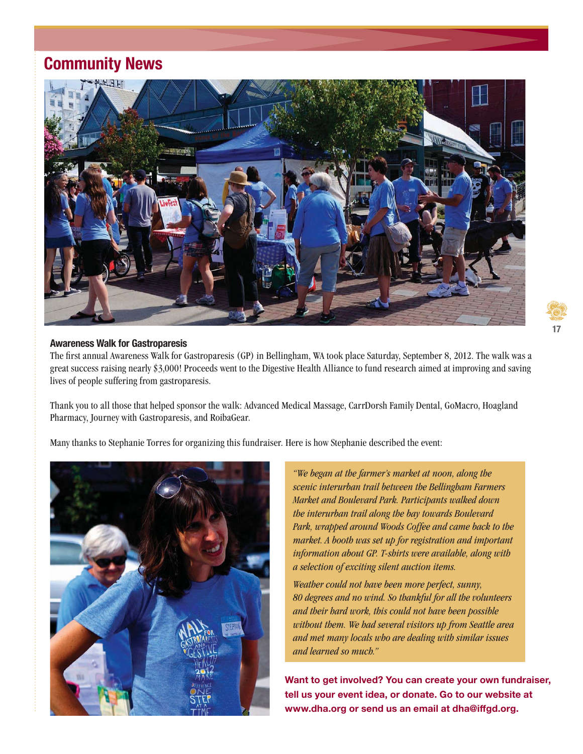## Community News

### Awareness Walk for Gastroparesis

The first annual Awareness Walk for Gastroparesis (GP) in Bellingham, WA took place Saturday, September 8, 2012. The walk was a great success raising nearly $3,000! Proceeds went to the Digestive Health Alliance to fund research aimed at improving and saving lives of people suffering from gastroparesis.

Thank you to all those that helped sponsor the walk: Advanced Medical Massage, CarrDorsh Family Dental, GoMacro, Hoagland Pharmacy, Journey with Gastroparesis, and RoibaGear.

Many thanks to Stephanie Torres for organizing this fundraiser. Here is how Stephanie described the event:

*"We began at the farmer's market at noon, along the scenic interurban trail between the Bellingham Farmers Market and Boulevard Park. Participants walked down the interurban trail along the bay towards Boulevard Park, wrapped around Woods Coffee and came back to the market. A booth was set up for registration and important information about GP. T-shirts were available, along with a selection of exciting silent auction items.*

*Weather could not have been more perfect, sunny, 80 degrees and no wind. So thankful for all the volunteers and their hard work, this could not have been possible without them. We had several visitors up from Seattle area and met many locals who are dealing with similar issues and learned so much."*

**Want to get involved? You can create your own fundraiser, tell us your event idea, or donate. Go to our website at www.dha.org or send us an email at dha@iffgd.org.**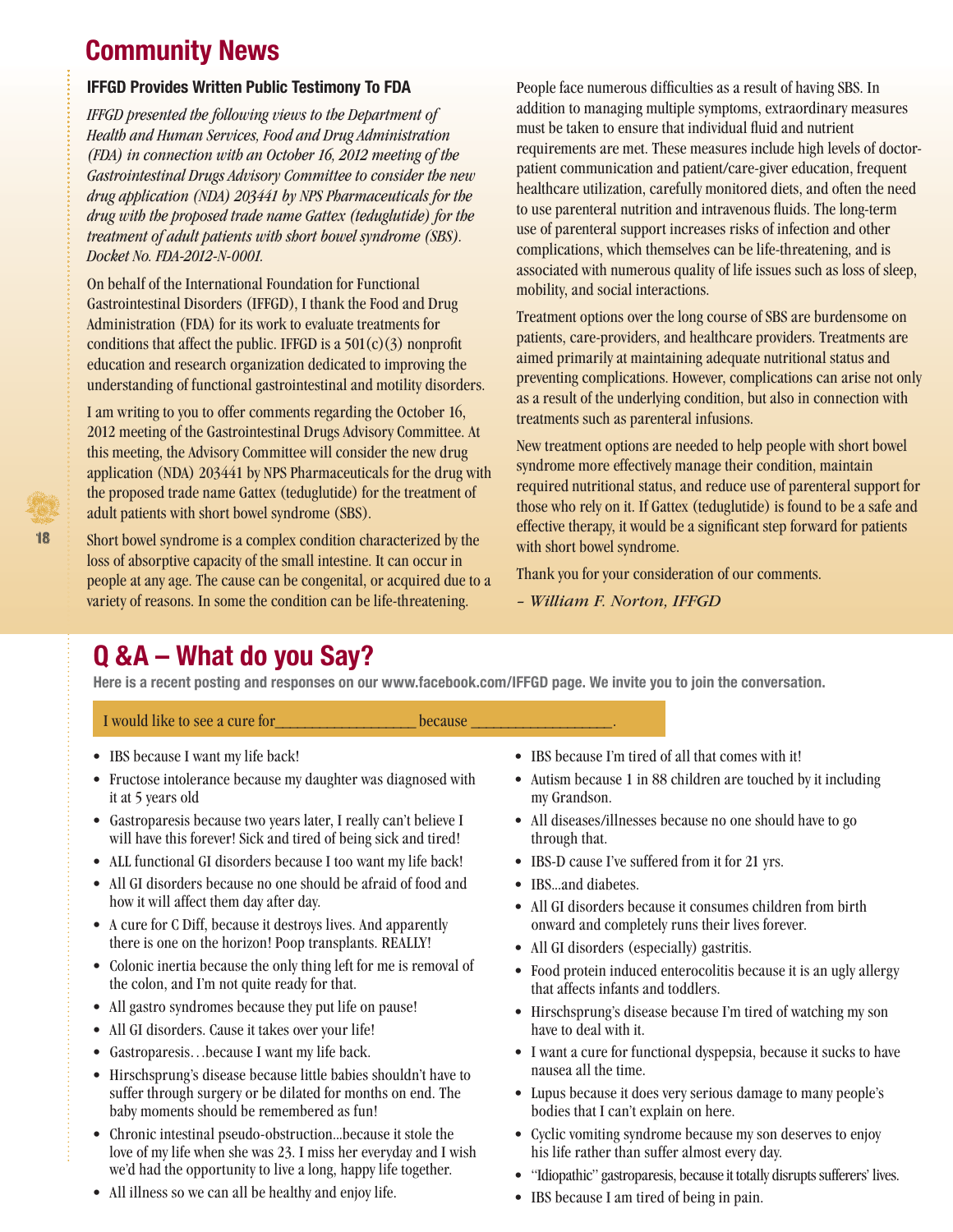# Community News

### IFFGD Provides Written Public Testimony To FDA

*IFFGD presented the following views to the Department of Health and Human Services, Food and Drug Administration (FDA) in connection with an October 16, 2012 meeting of the Gastrointestinal Drugs Advisory Committee to consider the new drug application (NDA) 203441 by NPS Pharmaceuticals for the drug with the proposed trade name Gattex (teduglutide) for the treatment of adult patients with short bowel syndrome (SBS). Docket No. FDA-2012-N-0001.*

On behalf of the International Foundation for Functional Gastrointestinal Disorders (IFFGD), I thank the Food and Drug Administration (FDA) for its work to evaluate treatments for conditions that affect the public. IFFGD is a 501(c)(3) nonprofit education and research organization dedicated to improving the understanding of functional gastrointestinal and motility disorders.

I am writing to you to offer comments regarding the October 16, 2012 meeting of the Gastrointestinal Drugs Advisory Committee. At this meeting, the Advisory Committee will consider the new drug application (NDA) 203441 by NPS Pharmaceuticals for the drug with the proposed trade name Gattex (teduglutide) for the treatment of adult patients with short bowel syndrome (SBS).

Short bowel syndrome is a complex condition characterized by the loss of absorptive capacity of the small intestine. It can occur in people at any age. The cause can be congenital, or acquired due to a variety of reasons. In some the condition can be life-threatening.

People face numerous difficulties as a result of having SBS. In addition to managing multiple symptoms, extraordinary measures must be taken to ensure that individual fluid and nutrient requirements are met. These measures include high levels of doctor-patient communication and patient/care-giver education, frequent healthcare utilization, carefully monitored diets, and often the need to use parenteral nutrition and intravenous fluids. The long-term use of parenteral support increases risks of infection and other complications, which themselves can be life-threatening, and is associated with numerous quality of life issues such as loss of sleep, mobility, and social interactions.

Treatment options over the long course of SBS are burdensome on patients, care-providers, and healthcare providers. Treatments are aimed primarily at maintaining adequate nutritional status and preventing complications. However, complications can arise not only as a result of the underlying condition, but also in connection with treatments such as parenteral infusions.

New treatment options are needed to help people with short bowel syndrome more effectively manage their condition, maintain required nutritional status, and reduce use of parenteral support for those who rely on it. If Gattex (teduglutide) is found to be a safe and effective therapy, it would be a significant step forward for patients with short bowel syndrome.

Thank you for your consideration of our comments.

*– William F. Norton, IFFGD*

# Q &A – What do you Say?

**Here is a recent posting and responses on our www.facebook.com/IFFGD page. We invite you to join the conversation.**

I would like to see a cure for__________________ because __________________.

- IBS because I want my life back!
- Fructose intolerance because my daughter was diagnosed with it at 5 years old
- Gastroparesis because two years later, I really can't believe I will have this forever! Sick and tired of being sick and tired!
- ALL functional GI disorders because I too want my life back!
- All GI disorders because no one should be afraid of food and how it will affect them day after day.
- A cure for C Diff, because it destroys lives. And apparently there is one on the horizon! Poop transplants. REALLY!
- Colonic inertia because the only thing left for me is removal of the colon, and I'm not quite ready for that.
- All gastro syndromes because they put life on pause!
- All GI disorders. Cause it takes over your life!
- Gastroparesis…because I want my life back.
- Hirschsprung's disease because little babies shouldn't have to suffer through surgery or be dilated for months on end. The baby moments should be remembered as fun!
- Chronic intestinal pseudo-obstruction...because it stole the love of my life when she was 23. I miss her everyday and I wish we'd had the opportunity to live a long, happy life together.
- All illness so we can all be healthy and enjoy life.
- IBS because I'm tired of all that comes with it!
- Autism because 1 in 88 children are touched by it including my Grandson.
- All diseases/illnesses because no one should have to go through that.
- IBS-D cause I've suffered from it for 21 yrs.
- IBS...and diabetes.
- All GI disorders because it consumes children from birth onward and completely runs their lives forever.
- All GI disorders (especially) gastritis.
- Food protein induced enterocolitis because it is an ugly allergy that affects infants and toddlers.
- Hirschsprung's disease because I'm tired of watching my son have to deal with it.
- I want a cure for functional dyspepsia, because it sucks to have nausea all the time.
- Lupus because it does very serious damage to many people's bodies that I can't explain on here.
- Cyclic vomiting syndrome because my son deserves to enjoy his life rather than suffer almost every day.
- "Idiopathic" gastroparesis, because it totally disrupts sufferers' lives.
- IBS because I am tired of being in pain.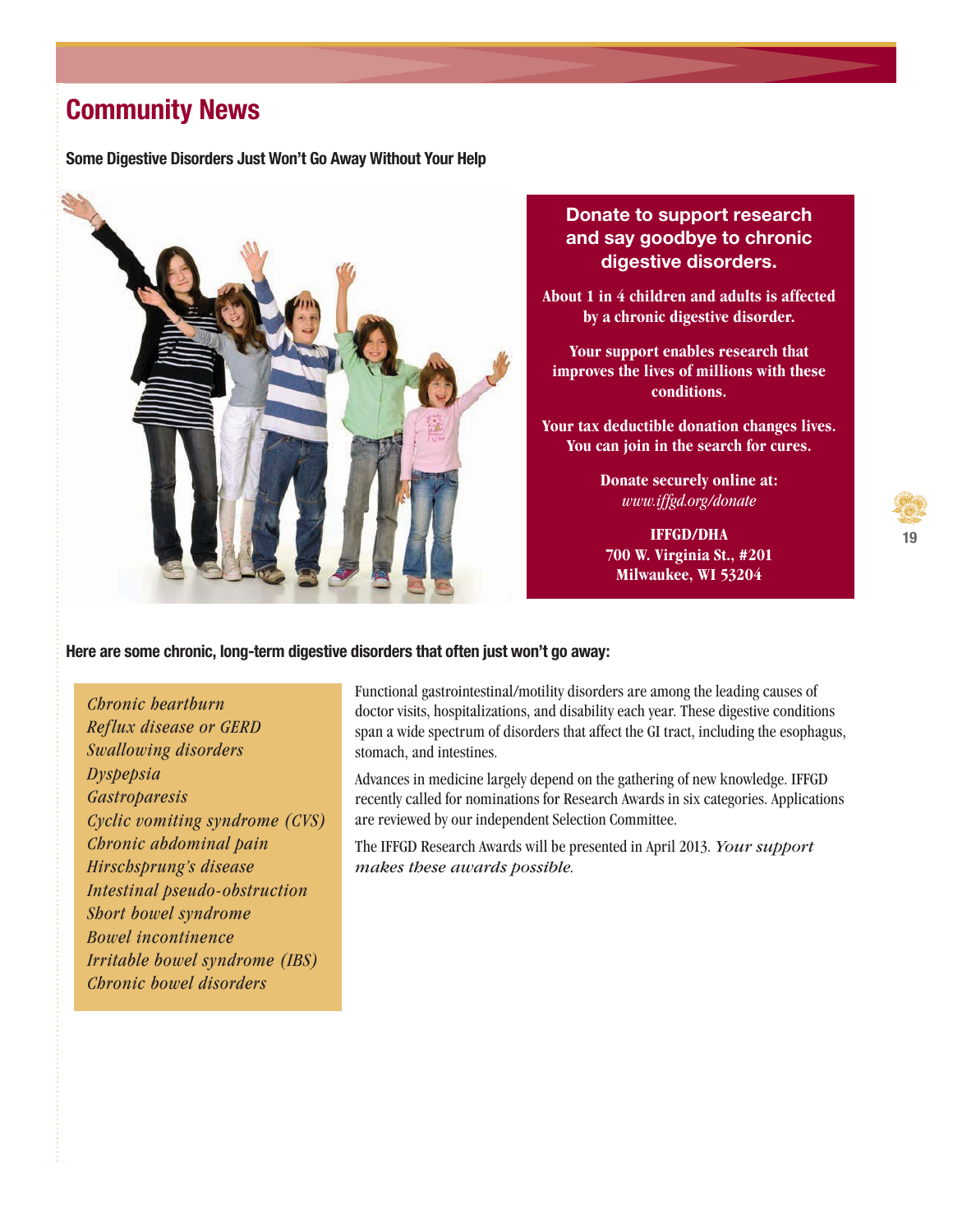# Community News

**Some Digestive Disorders Just Won't Go Away Without Your Help**

## Donate to support research and say goodbye to chronic digestive disorders.

**About 1 in 4 children and adults is affected by a chronic digestive disorder.**

**Your support enables research that improves the lives of millions with these conditions.**

**Your tax deductible donation changes lives. You can join in the search for cures.**

**Donate securely online at:**
*www.iffgd.org/donate*

**IFFGD/DHA**
**700 W. Virginia St., #201**
**Milwaukee, WI 53204**

**Here are some chronic, long-term digestive disorders that often just won't go away:**

*Chronic heartburn*
*Reflux disease or GERD*
*Swallowing disorders*
*Dyspepsia*
*Gastroparesis*
*Cyclic vomiting syndrome (CVS)*
*Chronic abdominal pain*
*Hirschsprung's disease*
*Intestinal pseudo-obstruction*
*Short bowel syndrome*
*Bowel incontinence*
*Irritable bowel syndrome (IBS)*
*Chronic bowel disorders*

Functional gastrointestinal/motility disorders are among the leading causes of doctor visits, hospitalizations, and disability each year. These digestive conditions span a wide spectrum of disorders that affect the GI tract, including the esophagus, stomach, and intestines.

Advances in medicine largely depend on the gathering of new knowledge. IFFGD recently called for nominations for Research Awards in six categories. Applications are reviewed by our independent Selection Committee.

The IFFGD Research Awards will be presented in April 2013. *Your support makes these awards possible.*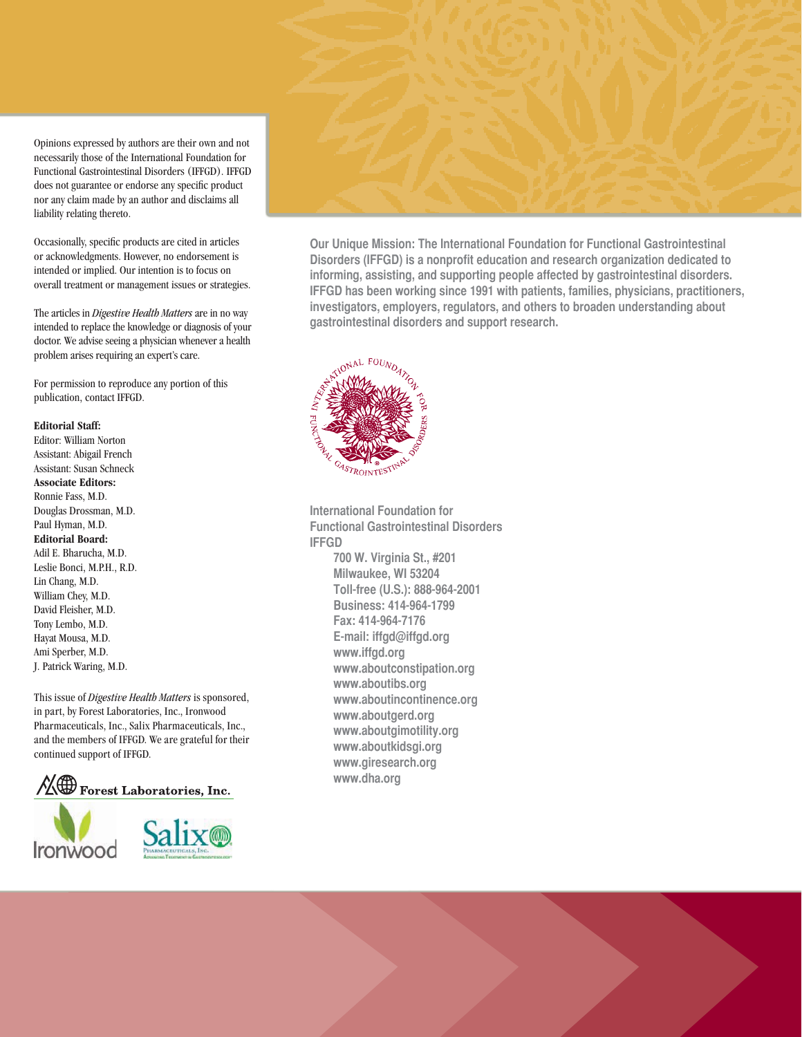Opinions expressed by authors are their own and not necessarily those of the International Foundation for Functional Gastrointestinal Disorders (IFFGD). IFFGD does not guarantee or endorse any specific product nor any claim made by an author and disclaims all liability relating thereto.

Occasionally, specific products are cited in articles or acknowledgments. However, no endorsement is intended or implied. Our intention is to focus on overall treatment or management issues or strategies.

The articles in *Digestive Health Matters* are in no way intended to replace the knowledge or diagnosis of your doctor. We advise seeing a physician whenever a health problem arises requiring an expert's care.

For permission to reproduce any portion of this publication, contact IFFGD.

**Editorial Staff:**
Editor: William Norton
Assistant: Abigail French
Assistant: Susan Schneck
**Associate Editors:**
Ronnie Fass, M.D.
Douglas Drossman, M.D.
Paul Hyman, M.D.
**Editorial Board:**
Adil E. Bharucha, M.D.
Leslie Bonci, M.P.H., R.D.
Lin Chang, M.D.
William Chey, M.D.
David Fleisher, M.D.
Tony Lembo, M.D.
Hayat Mousa, M.D.
Ami Sperber, M.D.
J. Patrick Waring, M.D.

This issue of *Digestive Health Matters* is sponsored, in part, by Forest Laboratories, Inc., Ironwood Pharmaceuticals, Inc., Salix Pharmaceuticals, Inc., and the members of IFFGD. We are grateful for their continued support of IFFGD.

Forest Laboratories, Inc.

Ironwood

Salix Pharmaceuticals, Inc.

**Our Unique Mission: The International Foundation for Functional Gastrointestinal Disorders (IFFGD) is a nonprofit education and research organization dedicated to informing, assisting, and supporting people affected by gastrointestinal disorders. IFFGD has been working since 1991 with patients, families, physicians, practitioners, investigators, employers, regulators, and others to broaden understanding about gastrointestinal disorders and support research.**

International Foundation for Functional Gastrointestinal Disorders

**International Foundation for Functional Gastrointestinal Disorders**
**IFFGD**

**700 W. Virginia St., #201**
**Milwaukee, WI 53204**
**Toll-free (U.S.): 888-964-2001**
**Business: 414-964-1799**
**Fax: 414-964-7176**
**E-mail: iffgd@iffgd.org**
**www.iffgd.org**
**www.aboutconstipation.org**
**www.aboutibs.org**
**www.aboutincontinence.org**
**www.aboutgerd.org**
**www.aboutgimotility.org**
**www.aboutkidsgi.org**
**www.giresearch.org**
**www.dha.org**